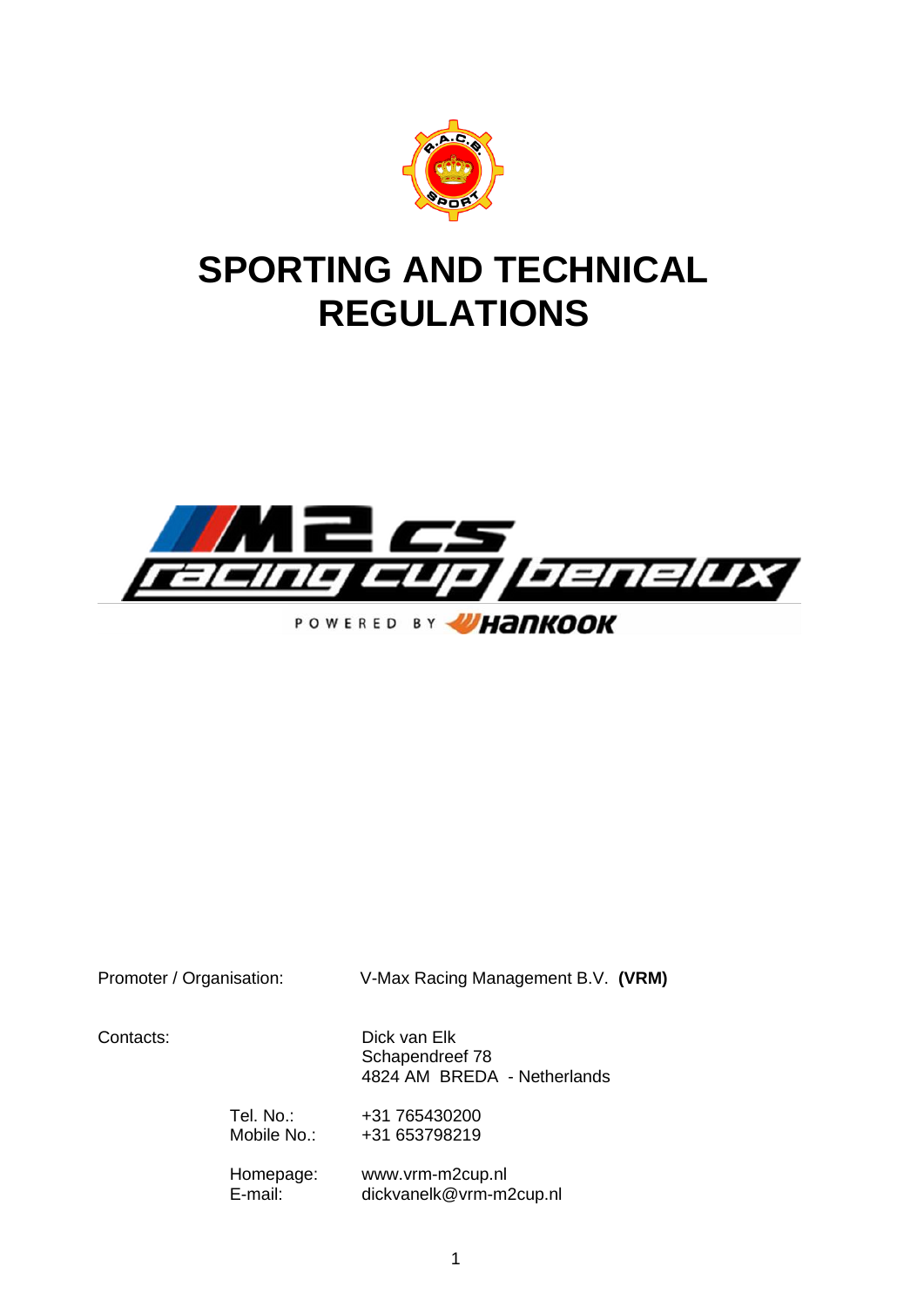# SPORTING AND TECHNICAL REGULATIONS

| | | |
|---|---|---|
| Promoter / Organisation: | | V-Max Racing Management B.V. **(VRM)** |
| Contacts: | | Dick van Elk<br>Schapendreef 78<br>4824 AM BREDA - Netherlands |
| | Tel. No.:<br>Mobile No.: | +31 765430200<br>+31 653798219 |
| | Homepage:<br>E-mail: | www.vrm-m2cup.nl<br>dickvanelk@vrm-m2cup.nl |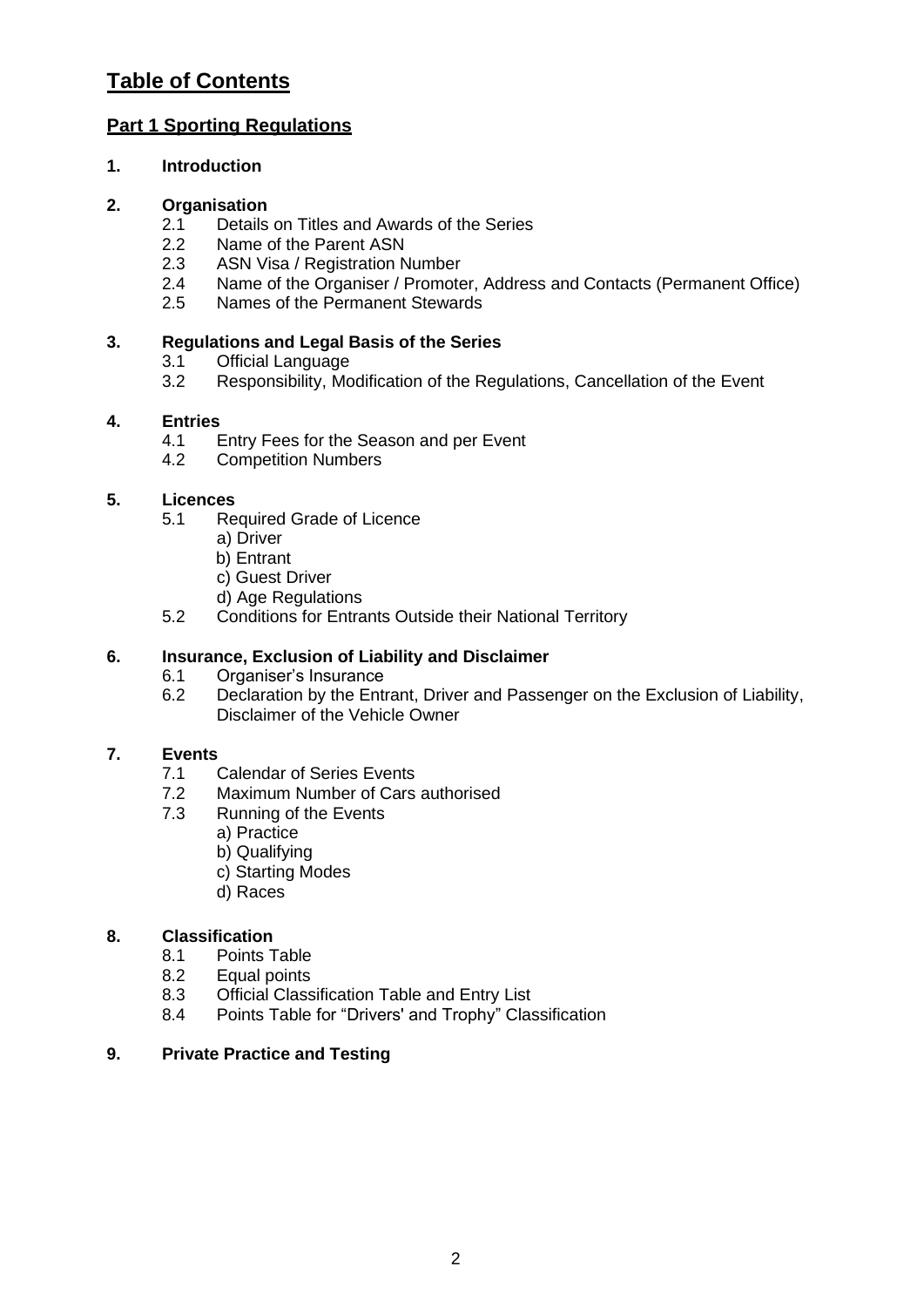# Table of Contents

## Part 1 Sporting Regulations

**1. Introduction**

**2. Organisation**
- 2.1 Details on Titles and Awards of the Series
- 2.2 Name of the Parent ASN
- 2.3 ASN Visa / Registration Number
- 2.4 Name of the Organiser / Promoter, Address and Contacts (Permanent Office)
- 2.5 Names of the Permanent Stewards

**3. Regulations and Legal Basis of the Series**
- 3.1 Official Language
- 3.2 Responsibility, Modification of the Regulations, Cancellation of the Event

**4. Entries**
- 4.1 Entry Fees for the Season and per Event
- 4.2 Competition Numbers

**5. Licences**
- 5.1 Required Grade of Licence
  - a) Driver
  - b) Entrant
  - c) Guest Driver
  - d) Age Regulations
- 5.2 Conditions for Entrants Outside their National Territory

**6. Insurance, Exclusion of Liability and Disclaimer**
- 6.1 Organiser's Insurance
- 6.2 Declaration by the Entrant, Driver and Passenger on the Exclusion of Liability, Disclaimer of the Vehicle Owner

**7. Events**
- 7.1 Calendar of Series Events
- 7.2 Maximum Number of Cars authorised
- 7.3 Running of the Events
  - a) Practice
  - b) Qualifying
  - c) Starting Modes
  - d) Races

**8. Classification**
- 8.1 Points Table
- 8.2 Equal points
- 8.3 Official Classification Table and Entry List
- 8.4 Points Table for "Drivers' and Trophy" Classification

**9. Private Practice and Testing**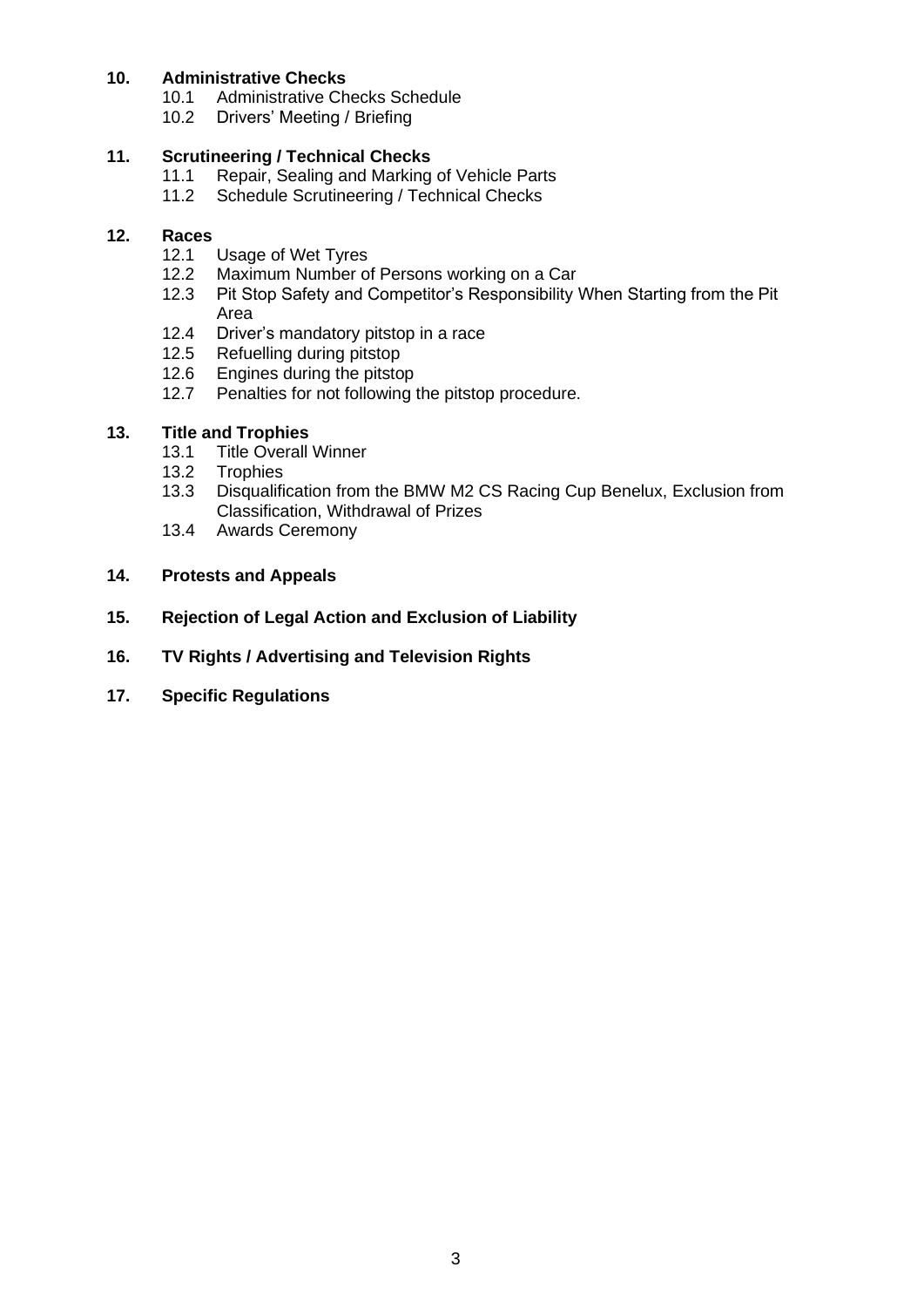**10. Administrative Checks**
- 10.1 Administrative Checks Schedule
- 10.2 Drivers' Meeting / Briefing

**11. Scrutineering / Technical Checks**
- 11.1 Repair, Sealing and Marking of Vehicle Parts
- 11.2 Schedule Scrutineering / Technical Checks

**12. Races**
- 12.1 Usage of Wet Tyres
- 12.2 Maximum Number of Persons working on a Car
- 12.3 Pit Stop Safety and Competitor's Responsibility When Starting from the Pit Area
- 12.4 Driver's mandatory pitstop in a race
- 12.5 Refuelling during pitstop
- 12.6 Engines during the pitstop
- 12.7 Penalties for not following the pitstop procedure.

**13. Title and Trophies**
- 13.1 Title Overall Winner
- 13.2 Trophies
- 13.3 Disqualification from the BMW M2 CS Racing Cup Benelux, Exclusion from Classification, Withdrawal of Prizes
- 13.4 Awards Ceremony

**14. Protests and Appeals**

**15. Rejection of Legal Action and Exclusion of Liability**

**16. TV Rights / Advertising and Television Rights**

**17. Specific Regulations**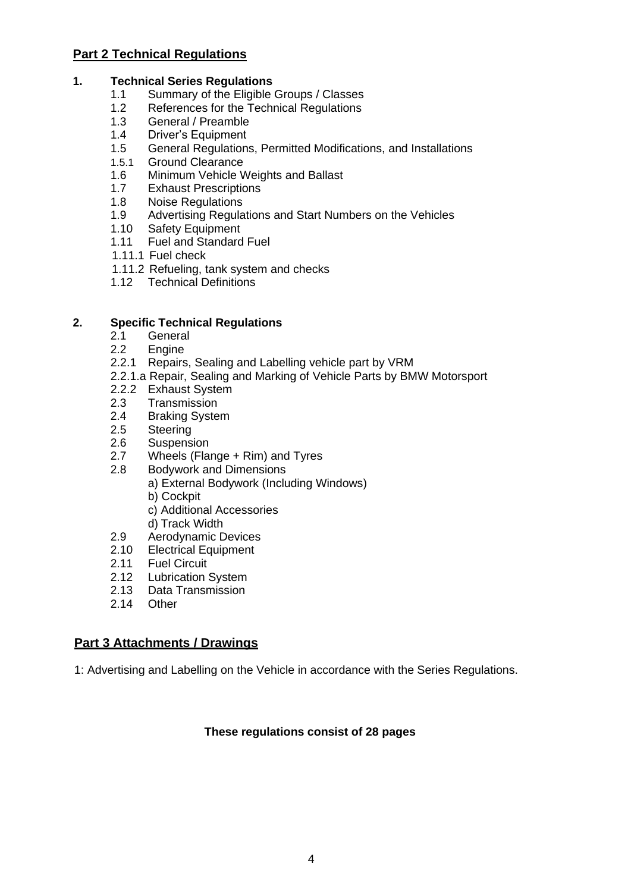## Part 2 Technical Regulations

**1. Technical Series Regulations**

1.1 Summary of the Eligible Groups / Classes
1.2 References for the Technical Regulations
1.3 General / Preamble
1.4 Driver's Equipment
1.5 General Regulations, Permitted Modifications, and Installations
1.5.1 Ground Clearance
1.6 Minimum Vehicle Weights and Ballast
1.7 Exhaust Prescriptions
1.8 Noise Regulations
1.9 Advertising Regulations and Start Numbers on the Vehicles
1.10 Safety Equipment
1.11 Fuel and Standard Fuel
1.11.1 Fuel check
1.11.2 Refueling, tank system and checks
1.12 Technical Definitions

**2. Specific Technical Regulations**

2.1 General
2.2 Engine
2.2.1 Repairs, Sealing and Labelling vehicle part by VRM
2.2.1.a Repair, Sealing and Marking of Vehicle Parts by BMW Motorsport
2.2.2 Exhaust System
2.3 Transmission
2.4 Braking System
2.5 Steering
2.6 Suspension
2.7 Wheels (Flange + Rim) and Tyres
2.8 Bodywork and Dimensions
a) External Bodywork (Including Windows)
b) Cockpit
c) Additional Accessories
d) Track Width
2.9 Aerodynamic Devices
2.10 Electrical Equipment
2.11 Fuel Circuit
2.12 Lubrication System
2.13 Data Transmission
2.14 Other

## Part 3 Attachments / Drawings

1: Advertising and Labelling on the Vehicle in accordance with the Series Regulations.

**These regulations consist of 28 pages**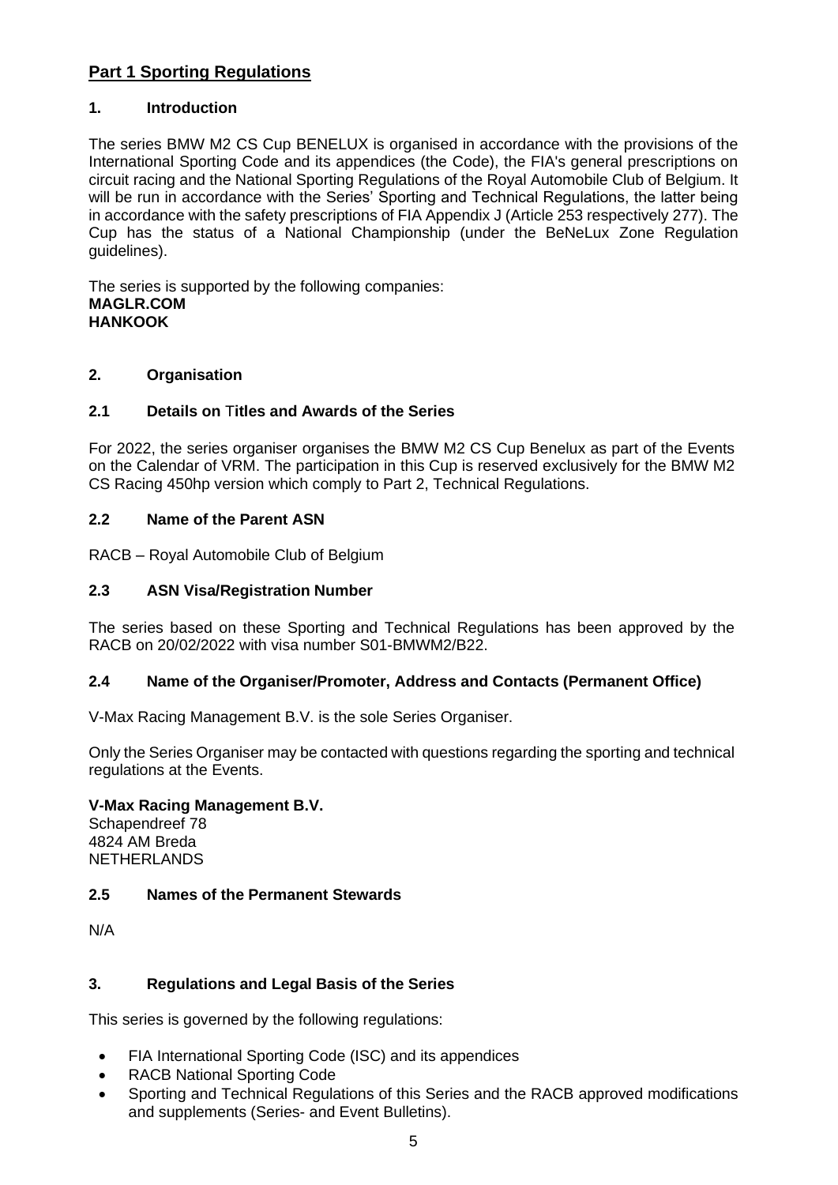# Part 1 Sporting Regulations

## 1. Introduction

The series BMW M2 CS Cup BENELUX is organised in accordance with the provisions of the International Sporting Code and its appendices (the Code), the FIA's general prescriptions on circuit racing and the National Sporting Regulations of the Royal Automobile Club of Belgium. It will be run in accordance with the Series' Sporting and Technical Regulations, the latter being in accordance with the safety prescriptions of FIA Appendix J (Article 253 respectively 277). The Cup has the status of a National Championship (under the BeNeLux Zone Regulation guidelines).

The series is supported by the following companies:
**MAGLR.COM**
**HANKOOK**

## 2. Organisation

### 2.1 Details on Titles and Awards of the Series

For 2022, the series organiser organises the BMW M2 CS Cup Benelux as part of the Events on the Calendar of VRM. The participation in this Cup is reserved exclusively for the BMW M2 CS Racing 450hp version which comply to Part 2, Technical Regulations.

### 2.2 Name of the Parent ASN

RACB – Royal Automobile Club of Belgium

### 2.3 ASN Visa/Registration Number

The series based on these Sporting and Technical Regulations has been approved by the RACB on 20/02/2022 with visa number S01-BMWM2/B22.

### 2.4 Name of the Organiser/Promoter, Address and Contacts (Permanent Office)

V-Max Racing Management B.V. is the sole Series Organiser.

Only the Series Organiser may be contacted with questions regarding the sporting and technical regulations at the Events.

**V-Max Racing Management B.V.**
Schapendreef 78
4824 AM Breda
NETHERLANDS

### 2.5 Names of the Permanent Stewards

N/A

## 3. Regulations and Legal Basis of the Series

This series is governed by the following regulations:

- FIA International Sporting Code (ISC) and its appendices
- RACB National Sporting Code
- Sporting and Technical Regulations of this Series and the RACB approved modifications and supplements (Series- and Event Bulletins).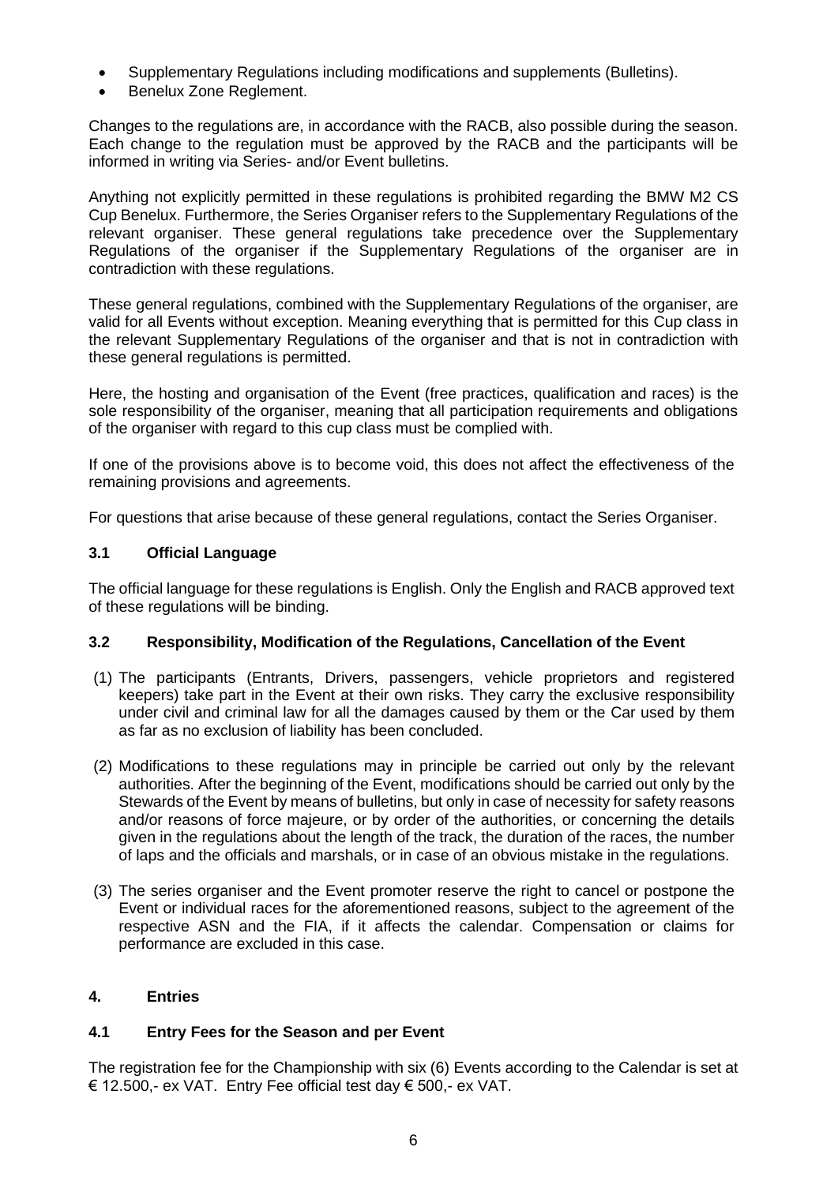- Supplementary Regulations including modifications and supplements (Bulletins).
- Benelux Zone Reglement.

Changes to the regulations are, in accordance with the RACB, also possible during the season. Each change to the regulation must be approved by the RACB and the participants will be informed in writing via Series- and/or Event bulletins.

Anything not explicitly permitted in these regulations is prohibited regarding the BMW M2 CS Cup Benelux. Furthermore, the Series Organiser refers to the Supplementary Regulations of the relevant organiser. These general regulations take precedence over the Supplementary Regulations of the organiser if the Supplementary Regulations of the organiser are in contradiction with these regulations.

These general regulations, combined with the Supplementary Regulations of the organiser, are valid for all Events without exception. Meaning everything that is permitted for this Cup class in the relevant Supplementary Regulations of the organiser and that is not in contradiction with these general regulations is permitted.

Here, the hosting and organisation of the Event (free practices, qualification and races) is the sole responsibility of the organiser, meaning that all participation requirements and obligations of the organiser with regard to this cup class must be complied with.

If one of the provisions above is to become void, this does not affect the effectiveness of the remaining provisions and agreements.

For questions that arise because of these general regulations, contact the Series Organiser.

### 3.1 Official Language

The official language for these regulations is English. Only the English and RACB approved text of these regulations will be binding.

### 3.2 Responsibility, Modification of the Regulations, Cancellation of the Event

(1) The participants (Entrants, Drivers, passengers, vehicle proprietors and registered keepers) take part in the Event at their own risks. They carry the exclusive responsibility under civil and criminal law for all the damages caused by them or the Car used by them as far as no exclusion of liability has been concluded.

(2) Modifications to these regulations may in principle be carried out only by the relevant authorities. After the beginning of the Event, modifications should be carried out only by the Stewards of the Event by means of bulletins, but only in case of necessity for safety reasons and/or reasons of force majeure, or by order of the authorities, or concerning the details given in the regulations about the length of the track, the duration of the races, the number of laps and the officials and marshals, or in case of an obvious mistake in the regulations.

(3) The series organiser and the Event promoter reserve the right to cancel or postpone the Event or individual races for the aforementioned reasons, subject to the agreement of the respective ASN and the FIA, if it affects the calendar. Compensation or claims for performance are excluded in this case.

## 4. Entries

### 4.1 Entry Fees for the Season and per Event

The registration fee for the Championship with six (6) Events according to the Calendar is set at € 12.500,- ex VAT. Entry Fee official test day € 500,- ex VAT.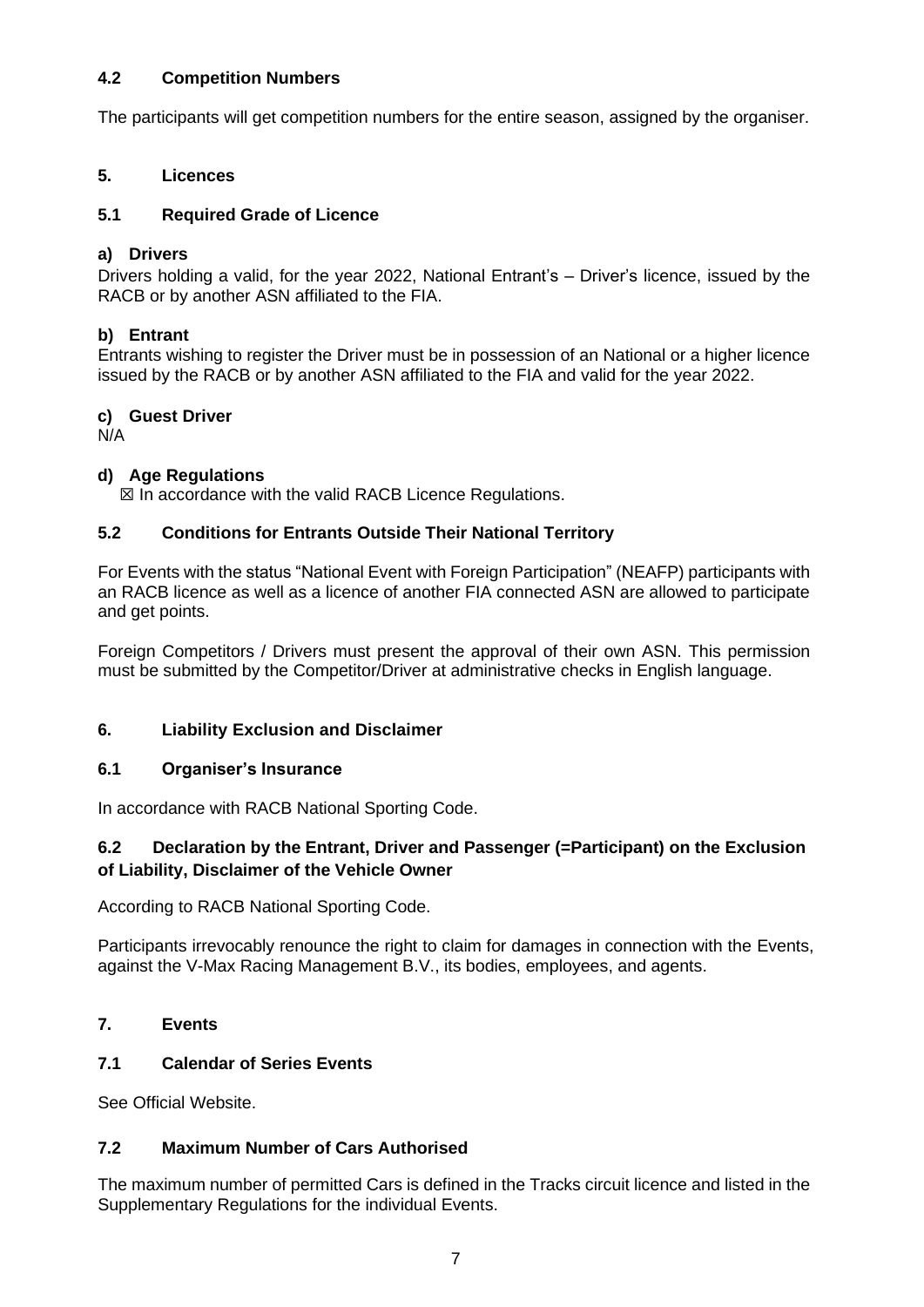### 4.2 Competition Numbers

The participants will get competition numbers for the entire season, assigned by the organiser.

## 5. Licences

### 5.1 Required Grade of Licence

**a) Drivers**

Drivers holding a valid, for the year 2022, National Entrant's – Driver's licence, issued by the RACB or by another ASN affiliated to the FIA.

**b) Entrant**

Entrants wishing to register the Driver must be in possession of an National or a higher licence issued by the RACB or by another ASN affiliated to the FIA and valid for the year 2022.

**c) Guest Driver**

N/A

**d) Age Regulations**

☒ In accordance with the valid RACB Licence Regulations.

### 5.2 Conditions for Entrants Outside Their National Territory

For Events with the status "National Event with Foreign Participation" (NEAFP) participants with an RACB licence as well as a licence of another FIA connected ASN are allowed to participate and get points.

Foreign Competitors / Drivers must present the approval of their own ASN. This permission must be submitted by the Competitor/Driver at administrative checks in English language.

## 6. Liability Exclusion and Disclaimer

### 6.1 Organiser's Insurance

In accordance with RACB National Sporting Code.

### 6.2 Declaration by the Entrant, Driver and Passenger (=Participant) on the Exclusion of Liability, Disclaimer of the Vehicle Owner

According to RACB National Sporting Code.

Participants irrevocably renounce the right to claim for damages in connection with the Events, against the V-Max Racing Management B.V., its bodies, employees, and agents.

## 7. Events

### 7.1 Calendar of Series Events

See Official Website.

### 7.2 Maximum Number of Cars Authorised

The maximum number of permitted Cars is defined in the Tracks circuit licence and listed in the Supplementary Regulations for the individual Events.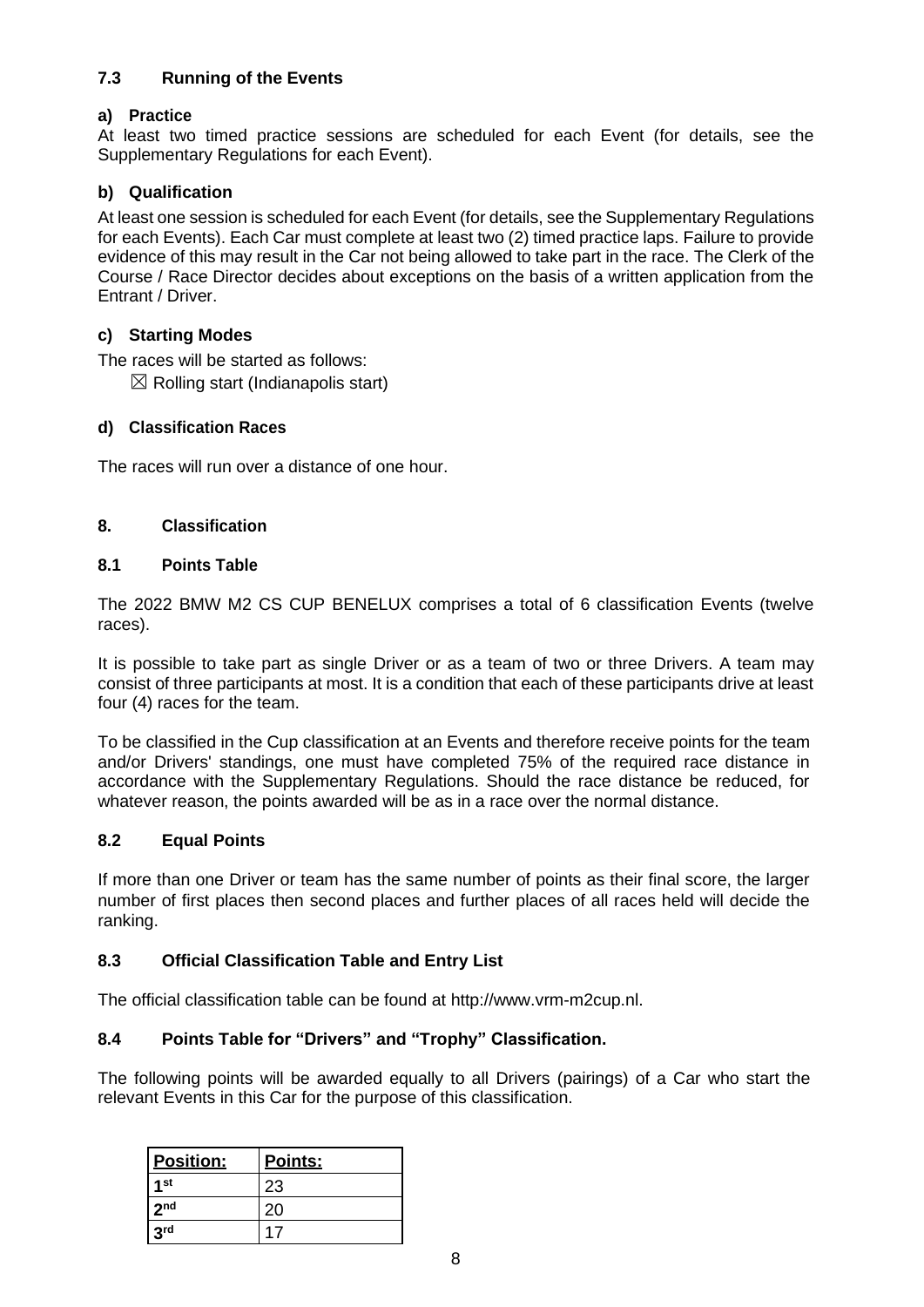### 7.3 Running of the Events

**a) Practice**

At least two timed practice sessions are scheduled for each Event (for details, see the Supplementary Regulations for each Event).

**b) Qualification**

At least one session is scheduled for each Event (for details, see the Supplementary Regulations for each Events). Each Car must complete at least two (2) timed practice laps. Failure to provide evidence of this may result in the Car not being allowed to take part in the race. The Clerk of the Course / Race Director decides about exceptions on the basis of a written application from the Entrant / Driver.

**c) Starting Modes**

The races will be started as follows:

☒ Rolling start (Indianapolis start)

**d) Classification Races**

The races will run over a distance of one hour.

## 8. Classification

### 8.1 Points Table

The 2022 BMW M2 CS CUP BENELUX comprises a total of 6 classification Events (twelve races).

It is possible to take part as single Driver or as a team of two or three Drivers. A team may consist of three participants at most. It is a condition that each of these participants drive at least four (4) races for the team.

To be classified in the Cup classification at an Events and therefore receive points for the team and/or Drivers' standings, one must have completed 75% of the required race distance in accordance with the Supplementary Regulations. Should the race distance be reduced, for whatever reason, the points awarded will be as in a race over the normal distance.

### 8.2 Equal Points

If more than one Driver or team has the same number of points as their final score, the larger number of first places then second places and further places of all races held will decide the ranking.

### 8.3 Official Classification Table and Entry List

The official classification table can be found at http://www.vrm-m2cup.nl.

### 8.4 Points Table for "Drivers" and "Trophy" Classification.

The following points will be awarded equally to all Drivers (pairings) of a Car who start the relevant Events in this Car for the purpose of this classification.

| Position: | Points: |
|---|---|
| 1st | 23 |
| 2nd | 20 |
| 3rd | 17 |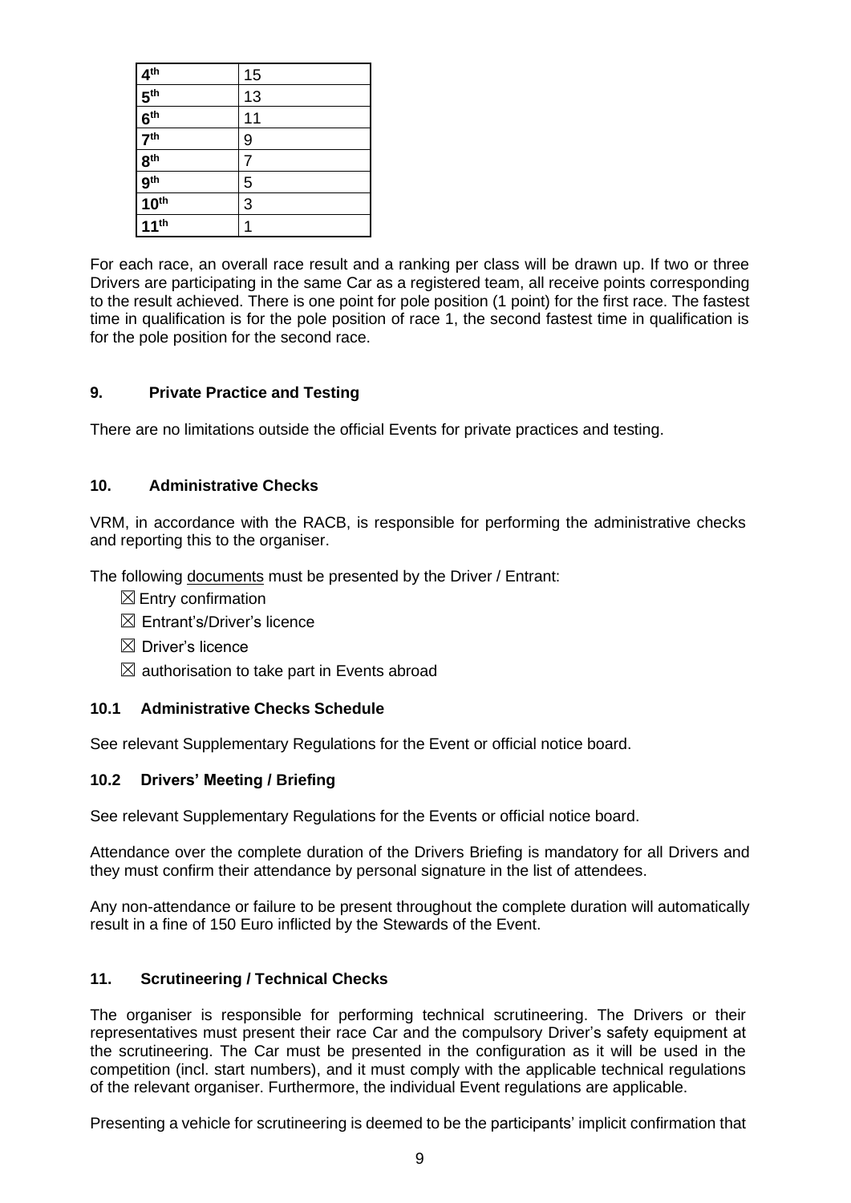| 4th | 15 |
| --- | --- |
| 5th | 13 |
| 6th | 11 |
| 7th | 9 |
| 8th | 7 |
| 9th | 5 |
| 10th | 3 |
| 11th | 1 |

For each race, an overall race result and a ranking per class will be drawn up. If two or three Drivers are participating in the same Car as a registered team, all receive points corresponding to the result achieved. There is one point for pole position (1 point) for the first race. The fastest time in qualification is for the pole position of race 1, the second fastest time in qualification is for the pole position for the second race.

### 9. Private Practice and Testing

There are no limitations outside the official Events for private practices and testing.

### 10. Administrative Checks

VRM, in accordance with the RACB, is responsible for performing the administrative checks and reporting this to the organiser.

The following documents must be presented by the Driver / Entrant:

- ☒ Entry confirmation
- ☒ Entrant's/Driver's licence
- ☒ Driver's licence
- ☒ authorisation to take part in Events abroad

### 10.1 Administrative Checks Schedule

See relevant Supplementary Regulations for the Event or official notice board.

### 10.2 Drivers' Meeting / Briefing

See relevant Supplementary Regulations for the Events or official notice board.

Attendance over the complete duration of the Drivers Briefing is mandatory for all Drivers and they must confirm their attendance by personal signature in the list of attendees.

Any non-attendance or failure to be present throughout the complete duration will automatically result in a fine of 150 Euro inflicted by the Stewards of the Event.

### 11. Scrutineering / Technical Checks

The organiser is responsible for performing technical scrutineering. The Drivers or their representatives must present their race Car and the compulsory Driver's safety equipment at the scrutineering. The Car must be presented in the configuration as it will be used in the competition (incl. start numbers), and it must comply with the applicable technical regulations of the relevant organiser. Furthermore, the individual Event regulations are applicable.

Presenting a vehicle for scrutineering is deemed to be the participants' implicit confirmation that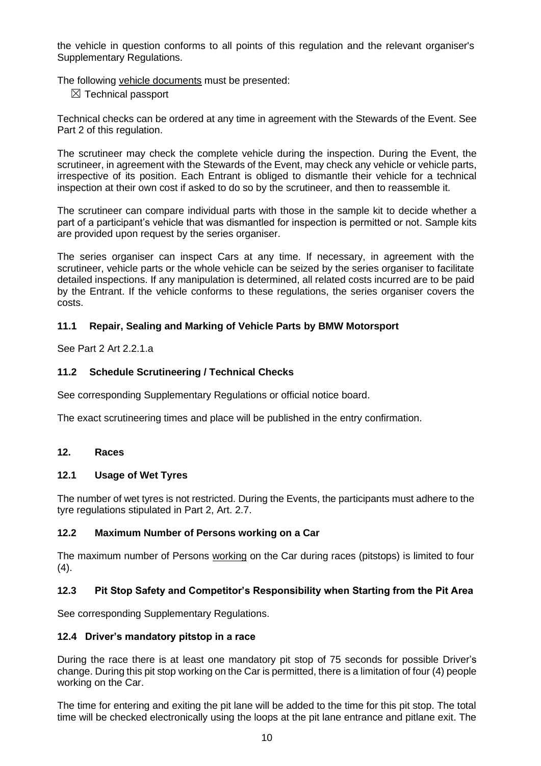the vehicle in question conforms to all points of this regulation and the relevant organiser's Supplementary Regulations.

The following vehicle documents must be presented:

☒ Technical passport

Technical checks can be ordered at any time in agreement with the Stewards of the Event. See Part 2 of this regulation.

The scrutineer may check the complete vehicle during the inspection. During the Event, the scrutineer, in agreement with the Stewards of the Event, may check any vehicle or vehicle parts, irrespective of its position. Each Entrant is obliged to dismantle their vehicle for a technical inspection at their own cost if asked to do so by the scrutineer, and then to reassemble it.

The scrutineer can compare individual parts with those in the sample kit to decide whether a part of a participant's vehicle that was dismantled for inspection is permitted or not. Sample kits are provided upon request by the series organiser.

The series organiser can inspect Cars at any time. If necessary, in agreement with the scrutineer, vehicle parts or the whole vehicle can be seized by the series organiser to facilitate detailed inspections. If any manipulation is determined, all related costs incurred are to be paid by the Entrant. If the vehicle conforms to these regulations, the series organiser covers the costs.

### 11.1 Repair, Sealing and Marking of Vehicle Parts by BMW Motorsport

See Part 2 Art 2.2.1.a

### 11.2 Schedule Scrutineering / Technical Checks

See corresponding Supplementary Regulations or official notice board.

The exact scrutineering times and place will be published in the entry confirmation.

## 12. Races

### 12.1 Usage of Wet Tyres

The number of wet tyres is not restricted. During the Events, the participants must adhere to the tyre regulations stipulated in Part 2, Art. 2.7.

### 12.2 Maximum Number of Persons working on a Car

The maximum number of Persons working on the Car during races (pitstops) is limited to four (4).

### 12.3 Pit Stop Safety and Competitor's Responsibility when Starting from the Pit Area

See corresponding Supplementary Regulations.

### 12.4 Driver's mandatory pitstop in a race

During the race there is at least one mandatory pit stop of 75 seconds for possible Driver's change. During this pit stop working on the Car is permitted, there is a limitation of four (4) people working on the Car.

The time for entering and exiting the pit lane will be added to the time for this pit stop. The total time will be checked electronically using the loops at the pit lane entrance and pitlane exit. The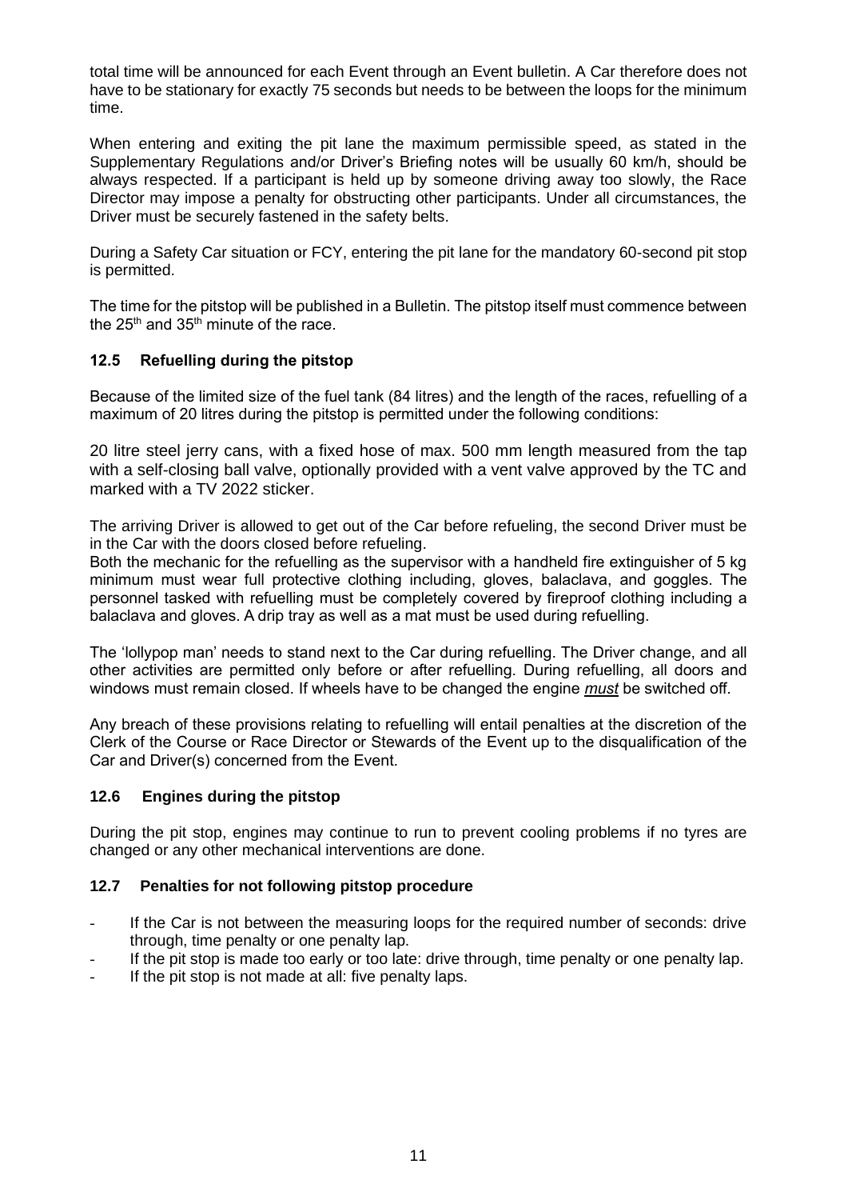total time will be announced for each Event through an Event bulletin. A Car therefore does not have to be stationary for exactly 75 seconds but needs to be between the loops for the minimum time.

When entering and exiting the pit lane the maximum permissible speed, as stated in the Supplementary Regulations and/or Driver's Briefing notes will be usually 60 km/h, should be always respected. If a participant is held up by someone driving away too slowly, the Race Director may impose a penalty for obstructing other participants. Under all circumstances, the Driver must be securely fastened in the safety belts.

During a Safety Car situation or FCY, entering the pit lane for the mandatory 60-second pit stop is permitted.

The time for the pitstop will be published in a Bulletin. The pitstop itself must commence between the 25th and 35th minute of the race.

### 12.5 Refuelling during the pitstop

Because of the limited size of the fuel tank (84 litres) and the length of the races, refuelling of a maximum of 20 litres during the pitstop is permitted under the following conditions:

20 litre steel jerry cans, with a fixed hose of max. 500 mm length measured from the tap with a self-closing ball valve, optionally provided with a vent valve approved by the TC and marked with a TV 2022 sticker.

The arriving Driver is allowed to get out of the Car before refueling, the second Driver must be in the Car with the doors closed before refueling.
Both the mechanic for the refuelling as the supervisor with a handheld fire extinguisher of 5 kg minimum must wear full protective clothing including, gloves, balaclava, and goggles. The personnel tasked with refuelling must be completely covered by fireproof clothing including a balaclava and gloves. A drip tray as well as a mat must be used during refuelling.

The 'lollypop man' needs to stand next to the Car during refuelling. The Driver change, and all other activities are permitted only before or after refuelling. During refuelling, all doors and windows must remain closed. If wheels have to be changed the engine *must* be switched off.

Any breach of these provisions relating to refuelling will entail penalties at the discretion of the Clerk of the Course or Race Director or Stewards of the Event up to the disqualification of the Car and Driver(s) concerned from the Event.

### 12.6 Engines during the pitstop

During the pit stop, engines may continue to run to prevent cooling problems if no tyres are changed or any other mechanical interventions are done.

### 12.7 Penalties for not following pitstop procedure

- If the Car is not between the measuring loops for the required number of seconds: drive through, time penalty or one penalty lap.
- If the pit stop is made too early or too late: drive through, time penalty or one penalty lap.
- If the pit stop is not made at all: five penalty laps.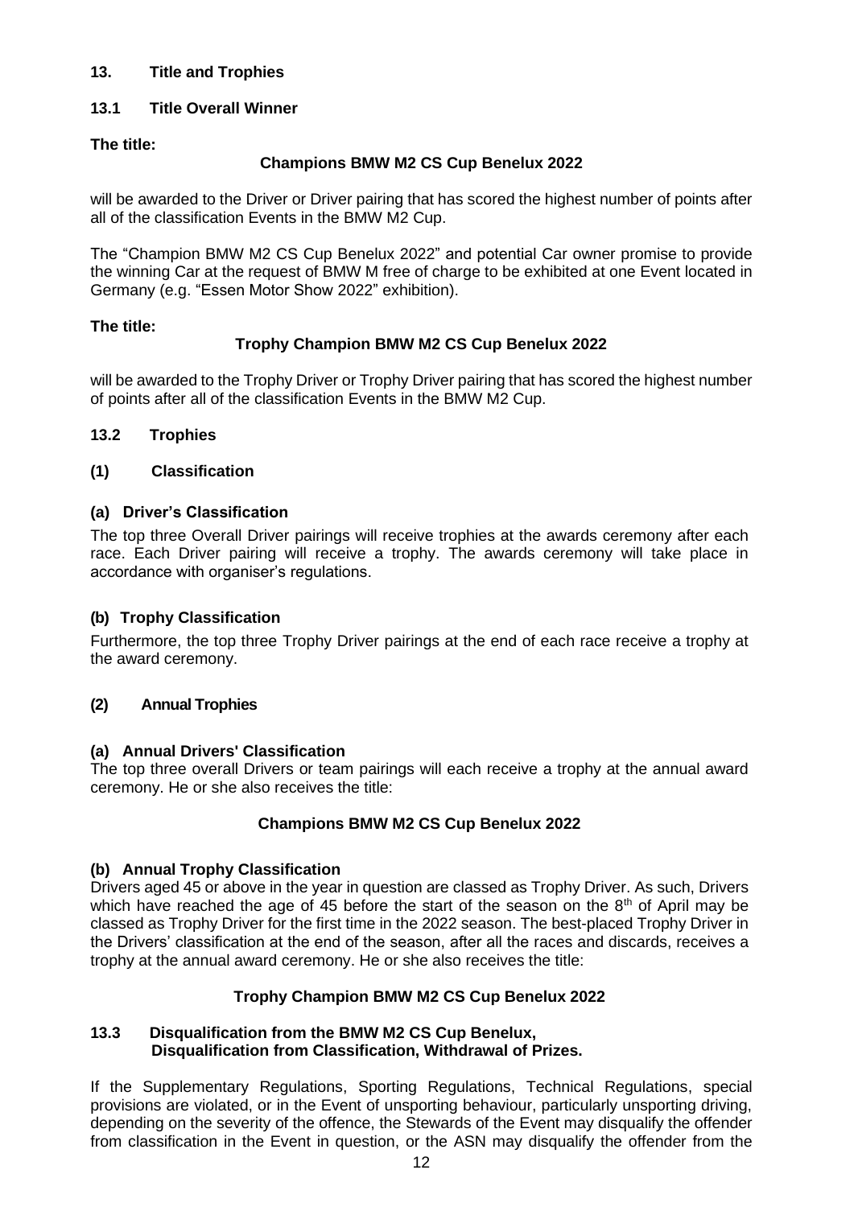## 13. Title and Trophies

### 13.1 Title Overall Winner

**The title:**

**Champions BMW M2 CS Cup Benelux 2022**

will be awarded to the Driver or Driver pairing that has scored the highest number of points after all of the classification Events in the BMW M2 Cup.

The "Champion BMW M2 CS Cup Benelux 2022" and potential Car owner promise to provide the winning Car at the request of BMW M free of charge to be exhibited at one Event located in Germany (e.g. "Essen Motor Show 2022" exhibition).

**The title:**

**Trophy Champion BMW M2 CS Cup Benelux 2022**

will be awarded to the Trophy Driver or Trophy Driver pairing that has scored the highest number of points after all of the classification Events in the BMW M2 Cup.

### 13.2 Trophies

#### (1) Classification

**(a) Driver's Classification**

The top three Overall Driver pairings will receive trophies at the awards ceremony after each race. Each Driver pairing will receive a trophy. The awards ceremony will take place in accordance with organiser's regulations.

**(b) Trophy Classification**

Furthermore, the top three Trophy Driver pairings at the end of each race receive a trophy at the award ceremony.

#### (2) Annual Trophies

**(a) Annual Drivers' Classification**

The top three overall Drivers or team pairings will each receive a trophy at the annual award ceremony. He or she also receives the title:

**Champions BMW M2 CS Cup Benelux 2022**

**(b) Annual Trophy Classification**

Drivers aged 45 or above in the year in question are classed as Trophy Driver. As such, Drivers which have reached the age of 45 before the start of the season on the 8th of April may be classed as Trophy Driver for the first time in the 2022 season. The best-placed Trophy Driver in the Drivers' classification at the end of the season, after all the races and discards, receives a trophy at the annual award ceremony. He or she also receives the title:

**Trophy Champion BMW M2 CS Cup Benelux 2022**

### 13.3 Disqualification from the BMW M2 CS Cup Benelux, Disqualification from Classification, Withdrawal of Prizes.

If the Supplementary Regulations, Sporting Regulations, Technical Regulations, special provisions are violated, or in the Event of unsporting behaviour, particularly unsporting driving, depending on the severity of the offence, the Stewards of the Event may disqualify the offender from classification in the Event in question, or the ASN may disqualify the offender from the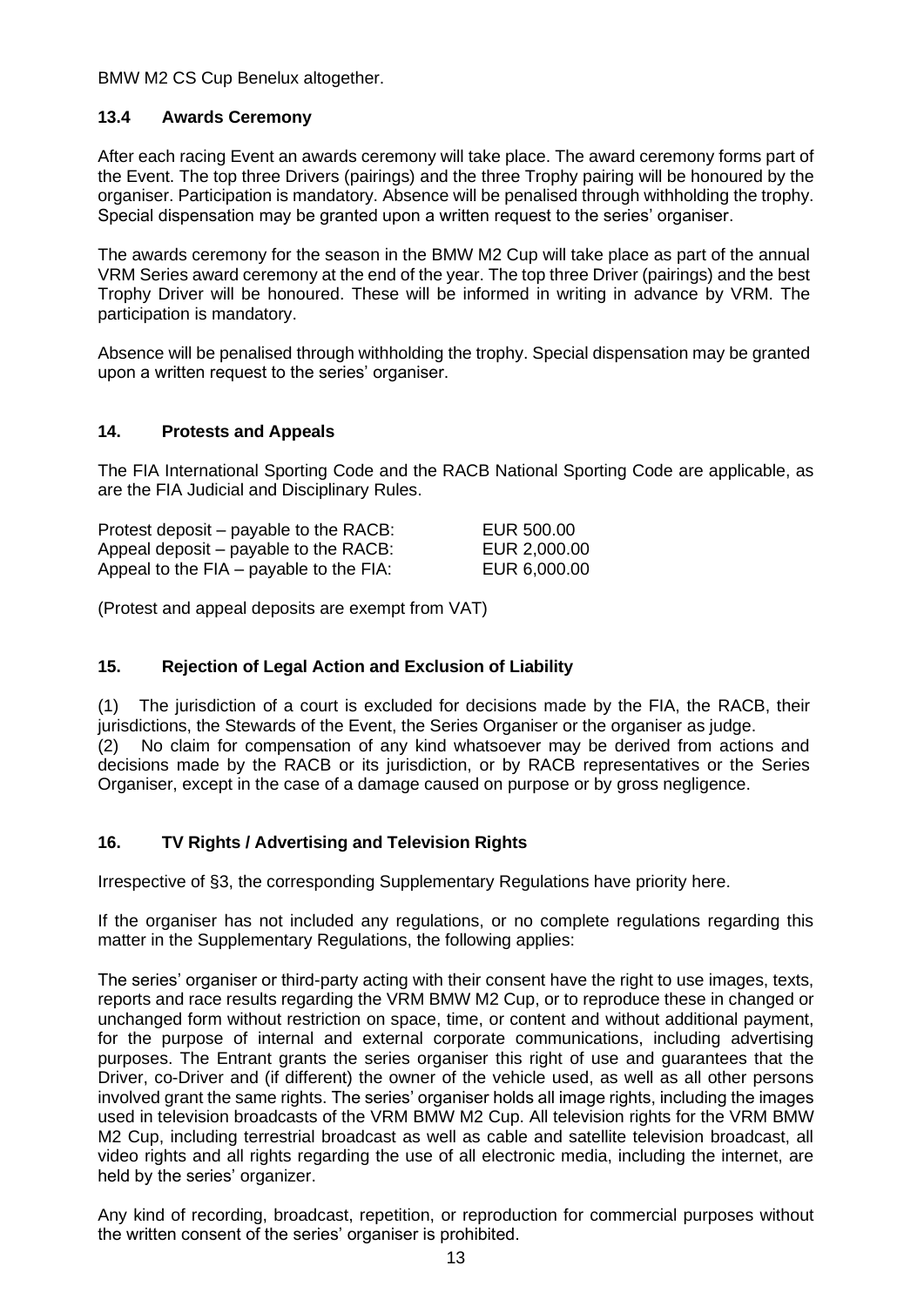BMW M2 CS Cup Benelux altogether.

### 13.4 Awards Ceremony

After each racing Event an awards ceremony will take place. The award ceremony forms part of the Event. The top three Drivers (pairings) and the three Trophy pairing will be honoured by the organiser. Participation is mandatory. Absence will be penalised through withholding the trophy. Special dispensation may be granted upon a written request to the series' organiser.

The awards ceremony for the season in the BMW M2 Cup will take place as part of the annual VRM Series award ceremony at the end of the year. The top three Driver (pairings) and the best Trophy Driver will be honoured. These will be informed in writing in advance by VRM. The participation is mandatory.

Absence will be penalised through withholding the trophy. Special dispensation may be granted upon a written request to the series' organiser.

## 14. Protests and Appeals

The FIA International Sporting Code and the RACB National Sporting Code are applicable, as are the FIA Judicial and Disciplinary Rules.

| | |
|---|---|
| Protest deposit – payable to the RACB: | EUR 500.00 |
| Appeal deposit – payable to the RACB: | EUR 2,000.00 |
| Appeal to the FIA – payable to the FIA: | EUR 6,000.00 |

(Protest and appeal deposits are exempt from VAT)

## 15. Rejection of Legal Action and Exclusion of Liability

(1) The jurisdiction of a court is excluded for decisions made by the FIA, the RACB, their jurisdictions, the Stewards of the Event, the Series Organiser or the organiser as judge.
(2) No claim for compensation of any kind whatsoever may be derived from actions and decisions made by the RACB or its jurisdiction, or by RACB representatives or the Series Organiser, except in the case of a damage caused on purpose or by gross negligence.

## 16. TV Rights / Advertising and Television Rights

Irrespective of §3, the corresponding Supplementary Regulations have priority here.

If the organiser has not included any regulations, or no complete regulations regarding this matter in the Supplementary Regulations, the following applies:

The series' organiser or third-party acting with their consent have the right to use images, texts, reports and race results regarding the VRM BMW M2 Cup, or to reproduce these in changed or unchanged form without restriction on space, time, or content and without additional payment, for the purpose of internal and external corporate communications, including advertising purposes. The Entrant grants the series organiser this right of use and guarantees that the Driver, co-Driver and (if different) the owner of the vehicle used, as well as all other persons involved grant the same rights. The series' organiser holds all image rights, including the images used in television broadcasts of the VRM BMW M2 Cup. All television rights for the VRM BMW M2 Cup, including terrestrial broadcast as well as cable and satellite television broadcast, all video rights and all rights regarding the use of all electronic media, including the internet, are held by the series' organizer.

Any kind of recording, broadcast, repetition, or reproduction for commercial purposes without the written consent of the series' organiser is prohibited.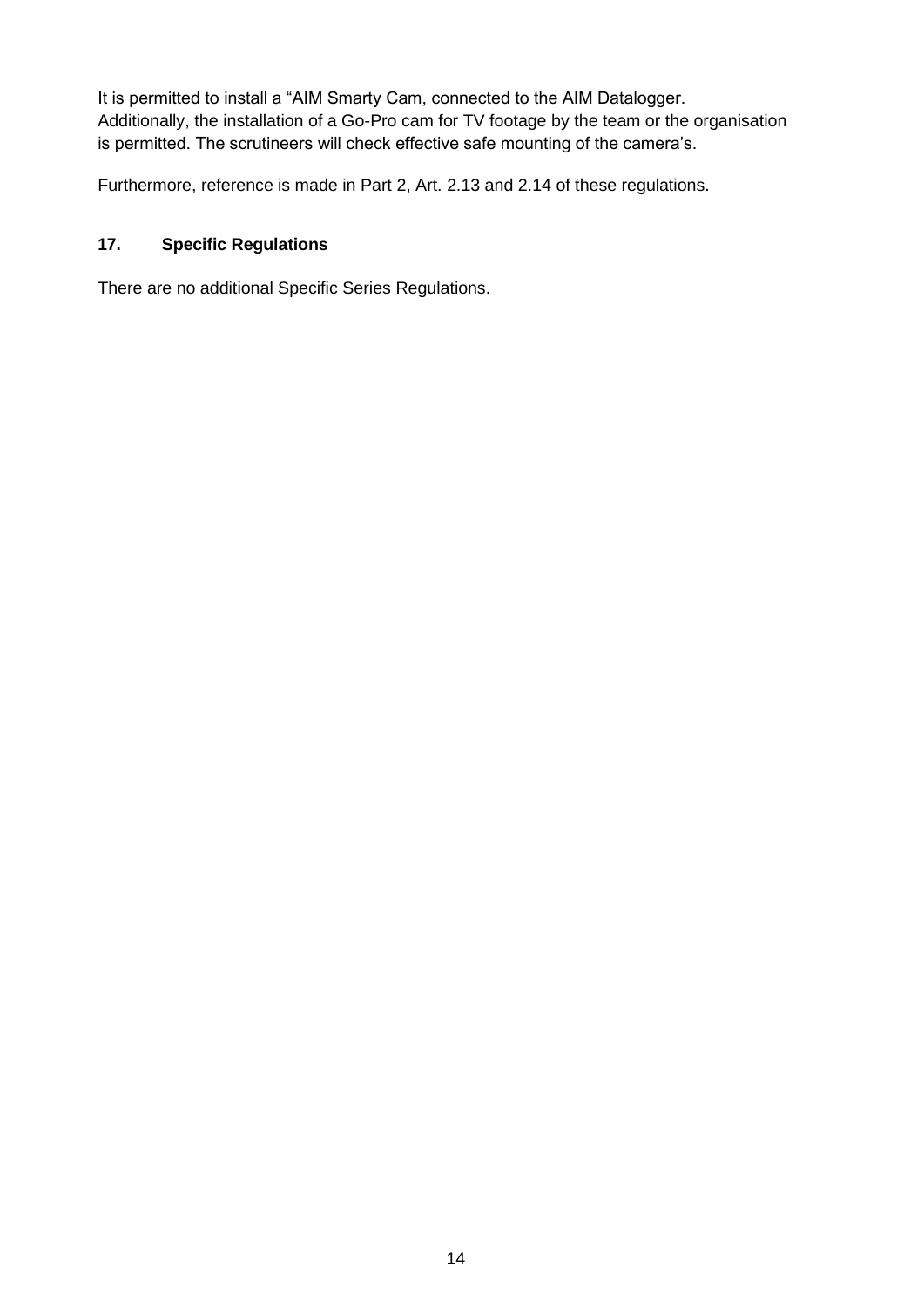It is permitted to install a "AIM Smarty Cam, connected to the AIM Datalogger.
Additionally, the installation of a Go-Pro cam for TV footage by the team or the organisation is permitted. The scrutineers will check effective safe mounting of the camera's.

Furthermore, reference is made in Part 2, Art. 2.13 and 2.14 of these regulations.

## 17. Specific Regulations

There are no additional Specific Series Regulations.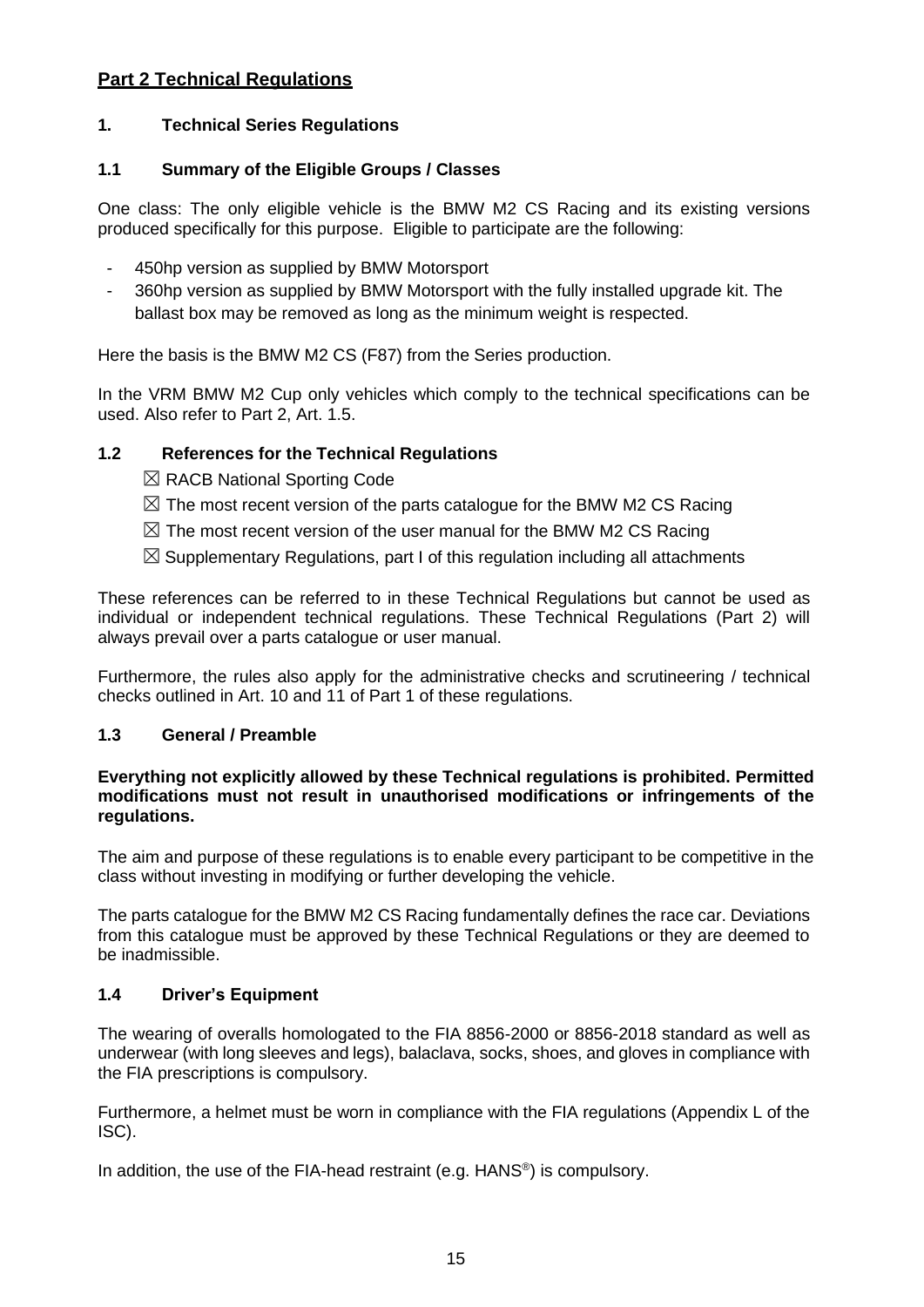## Part 2 Technical Regulations

### 1. Technical Series Regulations

#### 1.1 Summary of the Eligible Groups / Classes

One class: The only eligible vehicle is the BMW M2 CS Racing and its existing versions produced specifically for this purpose. Eligible to participate are the following:

- 450hp version as supplied by BMW Motorsport
- 360hp version as supplied by BMW Motorsport with the fully installed upgrade kit. The ballast box may be removed as long as the minimum weight is respected.

Here the basis is the BMW M2 CS (F87) from the Series production.

In the VRM BMW M2 Cup only vehicles which comply to the technical specifications can be used. Also refer to Part 2, Art. 1.5.

#### 1.2 References for the Technical Regulations

- ☒ RACB National Sporting Code
- ☒ The most recent version of the parts catalogue for the BMW M2 CS Racing
- ☒ The most recent version of the user manual for the BMW M2 CS Racing
- ☒ Supplementary Regulations, part I of this regulation including all attachments

These references can be referred to in these Technical Regulations but cannot be used as individual or independent technical regulations. These Technical Regulations (Part 2) will always prevail over a parts catalogue or user manual.

Furthermore, the rules also apply for the administrative checks and scrutineering / technical checks outlined in Art. 10 and 11 of Part 1 of these regulations.

#### 1.3 General / Preamble

**Everything not explicitly allowed by these Technical regulations is prohibited. Permitted modifications must not result in unauthorised modifications or infringements of the regulations.**

The aim and purpose of these regulations is to enable every participant to be competitive in the class without investing in modifying or further developing the vehicle.

The parts catalogue for the BMW M2 CS Racing fundamentally defines the race car. Deviations from this catalogue must be approved by these Technical Regulations or they are deemed to be inadmissible.

#### 1.4 Driver's Equipment

The wearing of overalls homologated to the FIA 8856-2000 or 8856-2018 standard as well as underwear (with long sleeves and legs), balaclava, socks, shoes, and gloves in compliance with the FIA prescriptions is compulsory.

Furthermore, a helmet must be worn in compliance with the FIA regulations (Appendix L of the ISC).

In addition, the use of the FIA-head restraint (e.g. HANS®) is compulsory.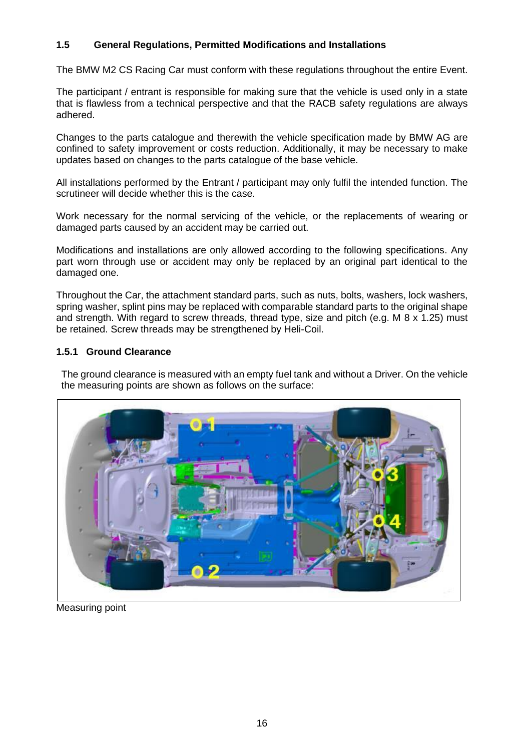### 1.5 General Regulations, Permitted Modifications and Installations

The BMW M2 CS Racing Car must conform with these regulations throughout the entire Event.

The participant / entrant is responsible for making sure that the vehicle is used only in a state that is flawless from a technical perspective and that the RACB safety regulations are always adhered.

Changes to the parts catalogue and therewith the vehicle specification made by BMW AG are confined to safety improvement or costs reduction. Additionally, it may be necessary to make updates based on changes to the parts catalogue of the base vehicle.

All installations performed by the Entrant / participant may only fulfil the intended function. The scrutineer will decide whether this is the case.

Work necessary for the normal servicing of the vehicle, or the replacements of wearing or damaged parts caused by an accident may be carried out.

Modifications and installations are only allowed according to the following specifications. Any part worn through use or accident may only be replaced by an original part identical to the damaged one.

Throughout the Car, the attachment standard parts, such as nuts, bolts, washers, lock washers, spring washer, splint pins may be replaced with comparable standard parts to the original shape and strength. With regard to screw threads, thread type, size and pitch (e.g. M 8 x 1.25) must be retained. Screw threads may be strengthened by Heli-Coil.

#### 1.5.1 Ground Clearance

The ground clearance is measured with an empty fuel tank and without a Driver. On the vehicle the measuring points are shown as follows on the surface:

Measuring point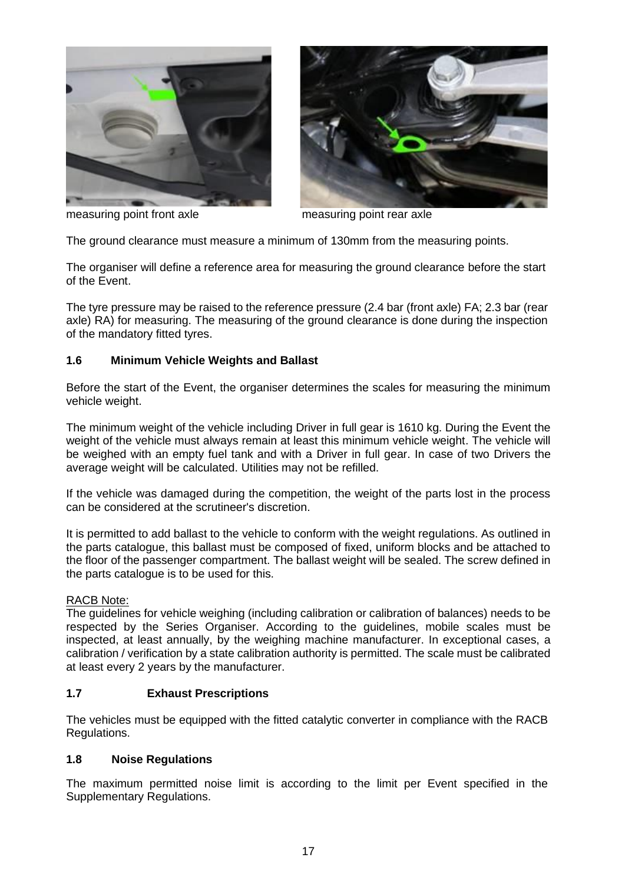measuring point front axle

measuring point rear axle

The ground clearance must measure a minimum of 130mm from the measuring points.

The organiser will define a reference area for measuring the ground clearance before the start of the Event.

The tyre pressure may be raised to the reference pressure (2.4 bar (front axle) FA; 2.3 bar (rear axle) RA) for measuring. The measuring of the ground clearance is done during the inspection of the mandatory fitted tyres.

### 1.6 Minimum Vehicle Weights and Ballast

Before the start of the Event, the organiser determines the scales for measuring the minimum vehicle weight.

The minimum weight of the vehicle including Driver in full gear is 1610 kg. During the Event the weight of the vehicle must always remain at least this minimum vehicle weight. The vehicle will be weighed with an empty fuel tank and with a Driver in full gear. In case of two Drivers the average weight will be calculated. Utilities may not be refilled.

If the vehicle was damaged during the competition, the weight of the parts lost in the process can be considered at the scrutineer's discretion.

It is permitted to add ballast to the vehicle to conform with the weight regulations. As outlined in the parts catalogue, this ballast must be composed of fixed, uniform blocks and be attached to the floor of the passenger compartment. The ballast weight will be sealed. The screw defined in the parts catalogue is to be used for this.

RACB Note:
The guidelines for vehicle weighing (including calibration or calibration of balances) needs to be respected by the Series Organiser. According to the guidelines, mobile scales must be inspected, at least annually, by the weighing machine manufacturer. In exceptional cases, a calibration / verification by a state calibration authority is permitted. The scale must be calibrated at least every 2 years by the manufacturer.

### 1.7 Exhaust Prescriptions

The vehicles must be equipped with the fitted catalytic converter in compliance with the RACB Regulations.

### 1.8 Noise Regulations

The maximum permitted noise limit is according to the limit per Event specified in the Supplementary Regulations.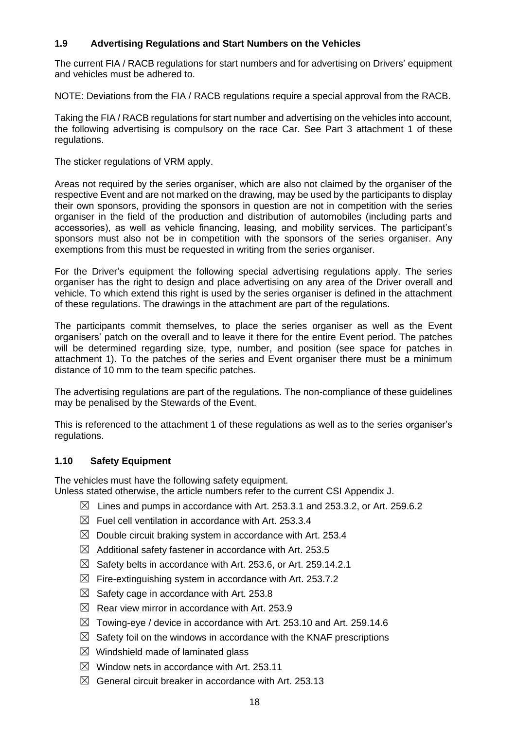### 1.9 Advertising Regulations and Start Numbers on the Vehicles

The current FIA / RACB regulations for start numbers and for advertising on Drivers' equipment and vehicles must be adhered to.

NOTE: Deviations from the FIA / RACB regulations require a special approval from the RACB.

Taking the FIA / RACB regulations for start number and advertising on the vehicles into account, the following advertising is compulsory on the race Car. See Part 3 attachment 1 of these regulations.

The sticker regulations of VRM apply.

Areas not required by the series organiser, which are also not claimed by the organiser of the respective Event and are not marked on the drawing, may be used by the participants to display their own sponsors, providing the sponsors in question are not in competition with the series organiser in the field of the production and distribution of automobiles (including parts and accessories), as well as vehicle financing, leasing, and mobility services. The participant's sponsors must also not be in competition with the sponsors of the series organiser. Any exemptions from this must be requested in writing from the series organiser.

For the Driver's equipment the following special advertising regulations apply. The series organiser has the right to design and place advertising on any area of the Driver overall and vehicle. To which extend this right is used by the series organiser is defined in the attachment of these regulations. The drawings in the attachment are part of the regulations.

The participants commit themselves, to place the series organiser as well as the Event organisers' patch on the overall and to leave it there for the entire Event period. The patches will be determined regarding size, type, number, and position (see space for patches in attachment 1). To the patches of the series and Event organiser there must be a minimum distance of 10 mm to the team specific patches.

The advertising regulations are part of the regulations. The non-compliance of these guidelines may be penalised by the Stewards of the Event.

This is referenced to the attachment 1 of these regulations as well as to the series organiser's regulations.

### 1.10 Safety Equipment

The vehicles must have the following safety equipment.
Unless stated otherwise, the article numbers refer to the current CSI Appendix J.

- ☒ Lines and pumps in accordance with Art. 253.3.1 and 253.3.2, or Art. 259.6.2
- ☒ Fuel cell ventilation in accordance with Art. 253.3.4
- ☒ Double circuit braking system in accordance with Art. 253.4
- ☒ Additional safety fastener in accordance with Art. 253.5
- ☒ Safety belts in accordance with Art. 253.6, or Art. 259.14.2.1
- ☒ Fire-extinguishing system in accordance with Art. 253.7.2
- ☒ Safety cage in accordance with Art. 253.8
- ☒ Rear view mirror in accordance with Art. 253.9
- ☒ Towing-eye / device in accordance with Art. 253.10 and Art. 259.14.6
- ☒ Safety foil on the windows in accordance with the KNAF prescriptions
- ☒ Windshield made of laminated glass
- ☒ Window nets in accordance with Art. 253.11
- ☒ General circuit breaker in accordance with Art. 253.13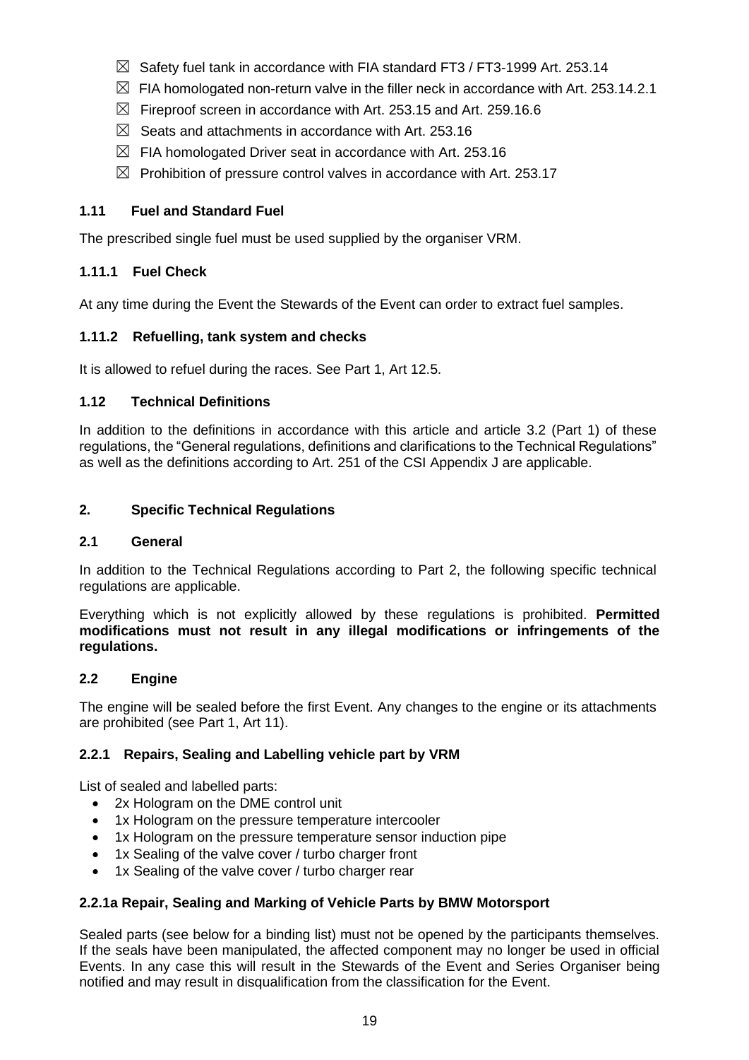- ☒ Safety fuel tank in accordance with FIA standard FT3 / FT3-1999 Art. 253.14
- ☒ FIA homologated non-return valve in the filler neck in accordance with Art. 253.14.2.1
- ☒ Fireproof screen in accordance with Art. 253.15 and Art. 259.16.6
- ☒ Seats and attachments in accordance with Art. 253.16
- ☒ FIA homologated Driver seat in accordance with Art. 253.16
- ☒ Prohibition of pressure control valves in accordance with Art. 253.17

### 1.11 Fuel and Standard Fuel

The prescribed single fuel must be used supplied by the organiser VRM.

#### 1.11.1 Fuel Check

At any time during the Event the Stewards of the Event can order to extract fuel samples.

#### 1.11.2 Refuelling, tank system and checks

It is allowed to refuel during the races. See Part 1, Art 12.5.

### 1.12 Technical Definitions

In addition to the definitions in accordance with this article and article 3.2 (Part 1) of these regulations, the "General regulations, definitions and clarifications to the Technical Regulations" as well as the definitions according to Art. 251 of the CSI Appendix J are applicable.

## 2. Specific Technical Regulations

### 2.1 General

In addition to the Technical Regulations according to Part 2, the following specific technical regulations are applicable.

Everything which is not explicitly allowed by these regulations is prohibited. **Permitted modifications must not result in any illegal modifications or infringements of the regulations.**

### 2.2 Engine

The engine will be sealed before the first Event. Any changes to the engine or its attachments are prohibited (see Part 1, Art 11).

#### 2.2.1 Repairs, Sealing and Labelling vehicle part by VRM

List of sealed and labelled parts:

- 2x Hologram on the DME control unit
- 1x Hologram on the pressure temperature intercooler
- 1x Hologram on the pressure temperature sensor induction pipe
- 1x Sealing of the valve cover / turbo charger front
- 1x Sealing of the valve cover / turbo charger rear

#### 2.2.1a Repair, Sealing and Marking of Vehicle Parts by BMW Motorsport

Sealed parts (see below for a binding list) must not be opened by the participants themselves. If the seals have been manipulated, the affected component may no longer be used in official Events. In any case this will result in the Stewards of the Event and Series Organiser being notified and may result in disqualification from the classification for the Event.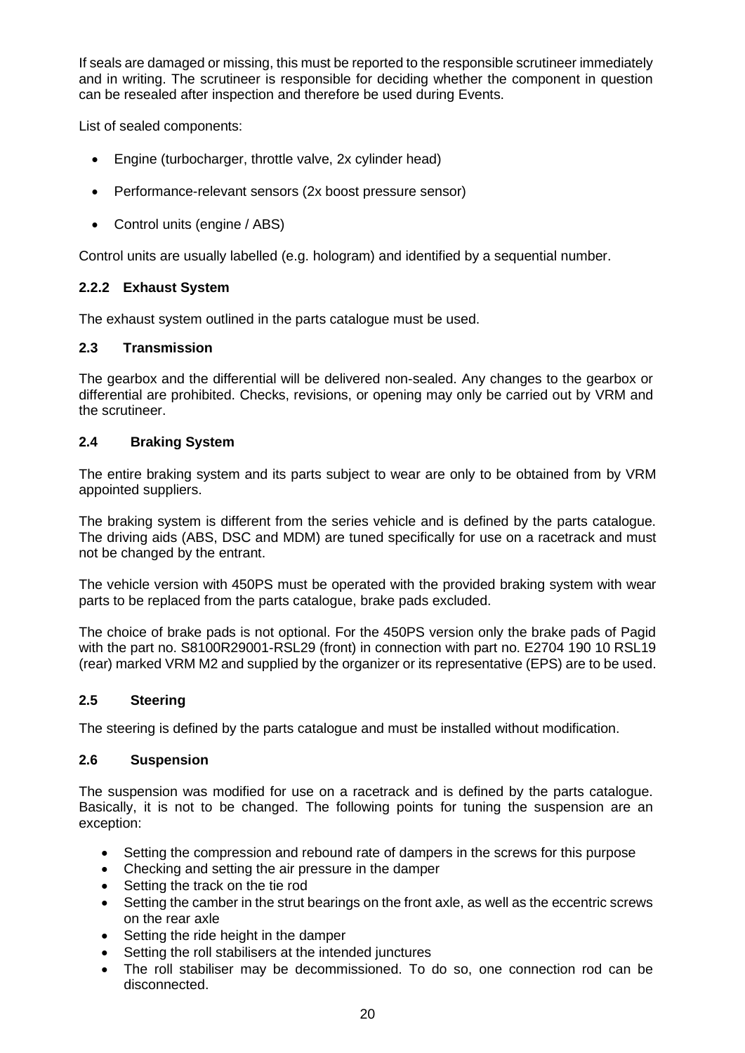If seals are damaged or missing, this must be reported to the responsible scrutineer immediately and in writing. The scrutineer is responsible for deciding whether the component in question can be resealed after inspection and therefore be used during Events.

List of sealed components:

- Engine (turbocharger, throttle valve, 2x cylinder head)
- Performance-relevant sensors (2x boost pressure sensor)
- Control units (engine / ABS)

Control units are usually labelled (e.g. hologram) and identified by a sequential number.

#### 2.2.2 Exhaust System

The exhaust system outlined in the parts catalogue must be used.

### 2.3 Transmission

The gearbox and the differential will be delivered non-sealed. Any changes to the gearbox or differential are prohibited. Checks, revisions, or opening may only be carried out by VRM and the scrutineer.

### 2.4 Braking System

The entire braking system and its parts subject to wear are only to be obtained from by VRM appointed suppliers.

The braking system is different from the series vehicle and is defined by the parts catalogue. The driving aids (ABS, DSC and MDM) are tuned specifically for use on a racetrack and must not be changed by the entrant.

The vehicle version with 450PS must be operated with the provided braking system with wear parts to be replaced from the parts catalogue, brake pads excluded.

The choice of brake pads is not optional. For the 450PS version only the brake pads of Pagid with the part no. S8100R29001-RSL29 (front) in connection with part no. E2704 190 10 RSL19 (rear) marked VRM M2 and supplied by the organizer or its representative (EPS) are to be used.

### 2.5 Steering

The steering is defined by the parts catalogue and must be installed without modification.

### 2.6 Suspension

The suspension was modified for use on a racetrack and is defined by the parts catalogue. Basically, it is not to be changed. The following points for tuning the suspension are an exception:

- Setting the compression and rebound rate of dampers in the screws for this purpose
- Checking and setting the air pressure in the damper
- Setting the track on the tie rod
- Setting the camber in the strut bearings on the front axle, as well as the eccentric screws on the rear axle
- Setting the ride height in the damper
- Setting the roll stabilisers at the intended junctures
- The roll stabiliser may be decommissioned. To do so, one connection rod can be disconnected.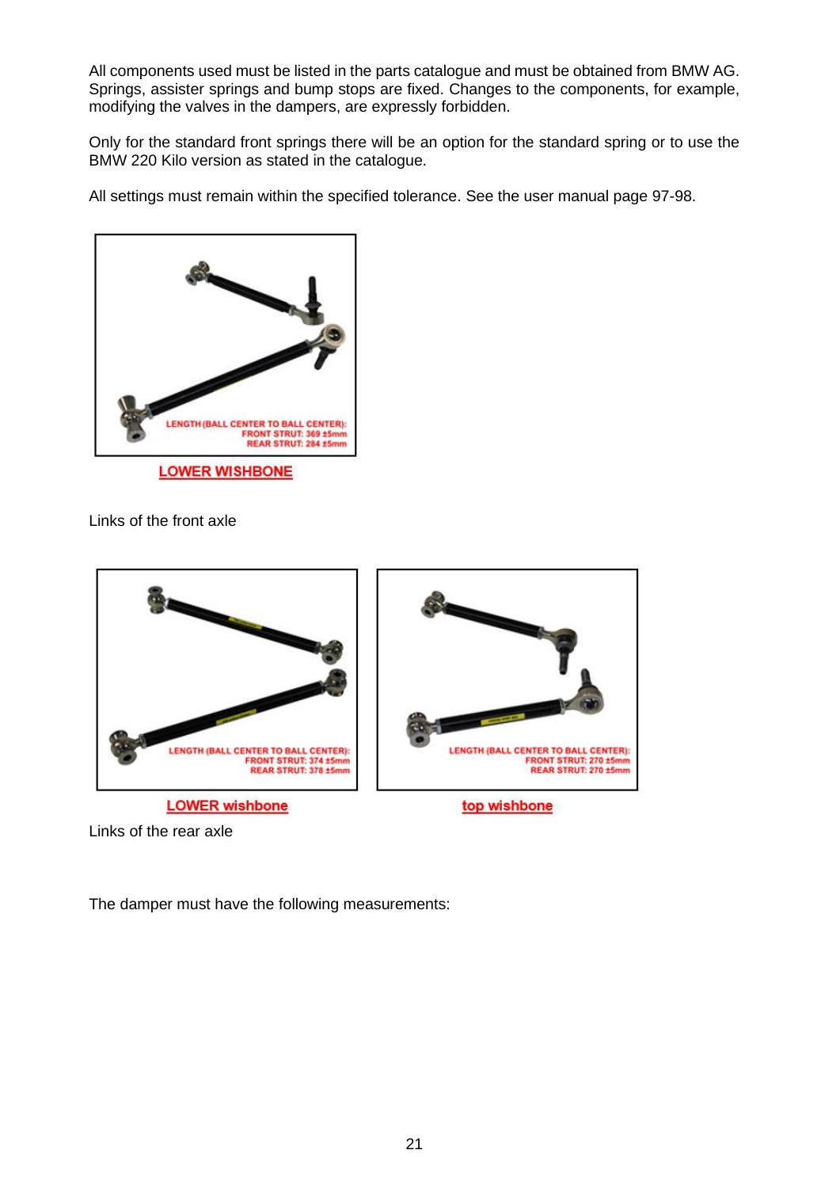All components used must be listed in the parts catalogue and must be obtained from BMW AG. Springs, assister springs and bump stops are fixed. Changes to the components, for example, modifying the valves in the dampers, are expressly forbidden.

Only for the standard front springs there will be an option for the standard spring or to use the BMW 220 Kilo version as stated in the catalogue.

All settings must remain within the specified tolerance. See the user manual page 97-98.

LENGTH (BALL CENTER TO BALL CENTER):
FRONT STRUT: 369 ±5mm
REAR STRUT: 284 ±5mm

**LOWER WISHBONE**

Links of the front axle

LENGTH (BALL CENTER TO BALL CENTER):
FRONT STRUT: 374 ±5mm
REAR STRUT: 378 ±5mm

**LOWER wishbone**

LENGTH (BALL CENTER TO BALL CENTER):
FRONT STRUT: 270 ±5mm
REAR STRUT: 270 ±5mm

**top wishbone**

Links of the rear axle

The damper must have the following measurements: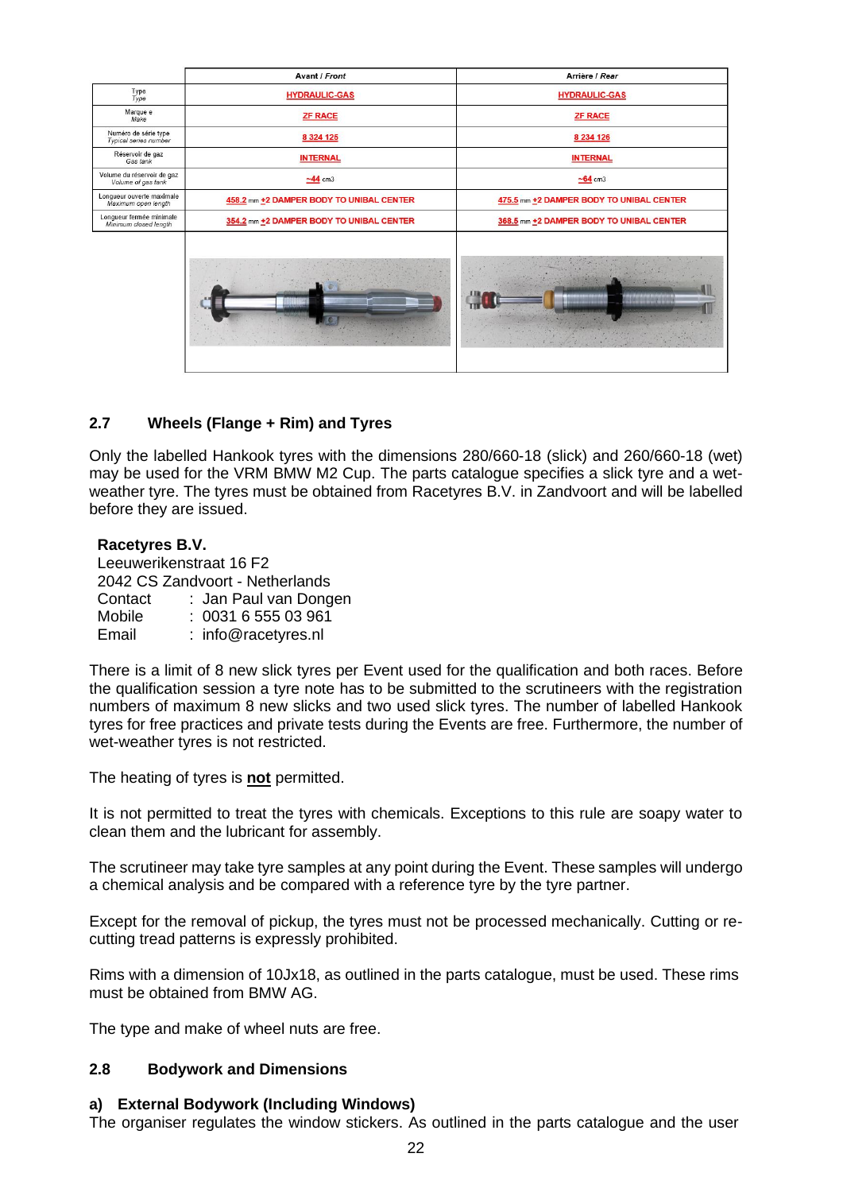| | Avant / *Front* | Arrière / *Rear* |
|---|---|---|
| Type *Type* | HYDRAULIC-GAS | HYDRAULIC-GAS |
| Marque e *Make* | ZF RACE | ZF RACE |
| Numéro de série type *Typical series number* | 8 324 125 | 8 234 126 |
| Réservoir de gaz *Gas tank* | INTERNAL | INTERNAL |
| Volume du réservoir de gaz *Volume of gas tank* | ~44 cm3 | ~64 cm3 |
| Longueur ouverte maximale *Maximum open length* | 458.2 mm +2 DAMPER BODY TO UNIBAL CENTER | 475.5 mm +2 DAMPER BODY TO UNIBAL CENTER |
| Longueur fermée minimale *Minimum closed length* | 354.2 mm +2 DAMPER BODY TO UNIBAL CENTER | 368.5 mm +2 DAMPER BODY TO UNIBAL CENTER |

### 2.7 Wheels (Flange + Rim) and Tyres

Only the labelled Hankook tyres with the dimensions 280/660-18 (slick) and 260/660-18 (wet) may be used for the VRM BMW M2 Cup. The parts catalogue specifies a slick tyre and a wet-weather tyre. The tyres must be obtained from Racetyres B.V. in Zandvoort and will be labelled before they are issued.

**Racetyres B.V.**
Leeuwerikenstraat 16 F2
2042 CS Zandvoort - Netherlands
Contact : Jan Paul van Dongen
Mobile : 0031 6 555 03 961
Email : info@racetyres.nl

There is a limit of 8 new slick tyres per Event used for the qualification and both races. Before the qualification session a tyre note has to be submitted to the scrutineers with the registration numbers of maximum 8 new slicks and two used slick tyres. The number of labelled Hankook tyres for free practices and private tests during the Events are free. Furthermore, the number of wet-weather tyres is not restricted.

The heating of tyres is **not** permitted.

It is not permitted to treat the tyres with chemicals. Exceptions to this rule are soapy water to clean them and the lubricant for assembly.

The scrutineer may take tyre samples at any point during the Event. These samples will undergo a chemical analysis and be compared with a reference tyre by the tyre partner.

Except for the removal of pickup, the tyres must not be processed mechanically. Cutting or re-cutting tread patterns is expressly prohibited.

Rims with a dimension of 10Jx18, as outlined in the parts catalogue, must be used. These rims must be obtained from BMW AG.

The type and make of wheel nuts are free.

### 2.8 Bodywork and Dimensions

#### a) External Bodywork (Including Windows)

The organiser regulates the window stickers. As outlined in the parts catalogue and the user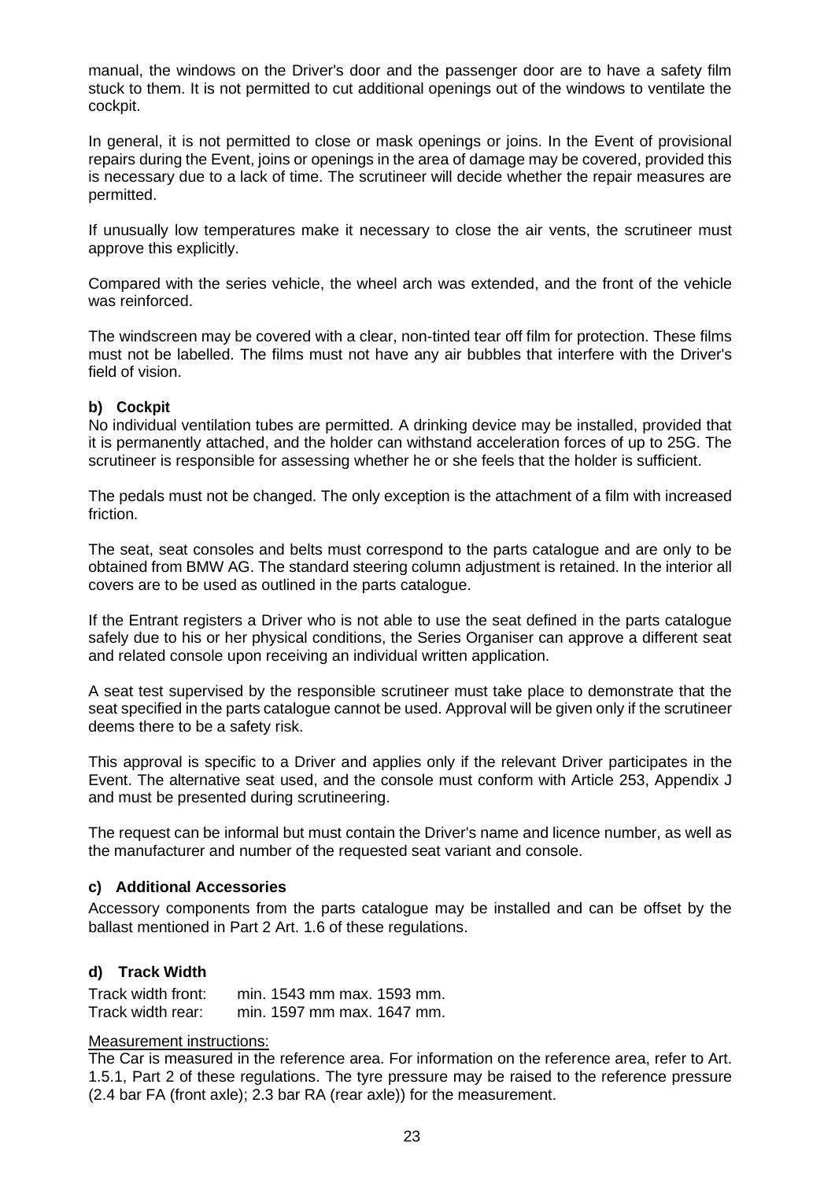manual, the windows on the Driver's door and the passenger door are to have a safety film stuck to them. It is not permitted to cut additional openings out of the windows to ventilate the cockpit.

In general, it is not permitted to close or mask openings or joins. In the Event of provisional repairs during the Event, joins or openings in the area of damage may be covered, provided this is necessary due to a lack of time. The scrutineer will decide whether the repair measures are permitted.

If unusually low temperatures make it necessary to close the air vents, the scrutineer must approve this explicitly.

Compared with the series vehicle, the wheel arch was extended, and the front of the vehicle was reinforced.

The windscreen may be covered with a clear, non-tinted tear off film for protection. These films must not be labelled. The films must not have any air bubbles that interfere with the Driver's field of vision.

#### b) Cockpit

No individual ventilation tubes are permitted. A drinking device may be installed, provided that it is permanently attached, and the holder can withstand acceleration forces of up to 25G. The scrutineer is responsible for assessing whether he or she feels that the holder is sufficient.

The pedals must not be changed. The only exception is the attachment of a film with increased friction.

The seat, seat consoles and belts must correspond to the parts catalogue and are only to be obtained from BMW AG. The standard steering column adjustment is retained. In the interior all covers are to be used as outlined in the parts catalogue.

If the Entrant registers a Driver who is not able to use the seat defined in the parts catalogue safely due to his or her physical conditions, the Series Organiser can approve a different seat and related console upon receiving an individual written application.

A seat test supervised by the responsible scrutineer must take place to demonstrate that the seat specified in the parts catalogue cannot be used. Approval will be given only if the scrutineer deems there to be a safety risk.

This approval is specific to a Driver and applies only if the relevant Driver participates in the Event. The alternative seat used, and the console must conform with Article 253, Appendix J and must be presented during scrutineering.

The request can be informal but must contain the Driver's name and licence number, as well as the manufacturer and number of the requested seat variant and console.

#### c) Additional Accessories

Accessory components from the parts catalogue may be installed and can be offset by the ballast mentioned in Part 2 Art. 1.6 of these regulations.

#### d) Track Width

Track width front: min. 1543 mm max. 1593 mm.
Track width rear: min. 1597 mm max. 1647 mm.

Measurement instructions:
The Car is measured in the reference area. For information on the reference area, refer to Art. 1.5.1, Part 2 of these regulations. The tyre pressure may be raised to the reference pressure (2.4 bar FA (front axle); 2.3 bar RA (rear axle)) for the measurement.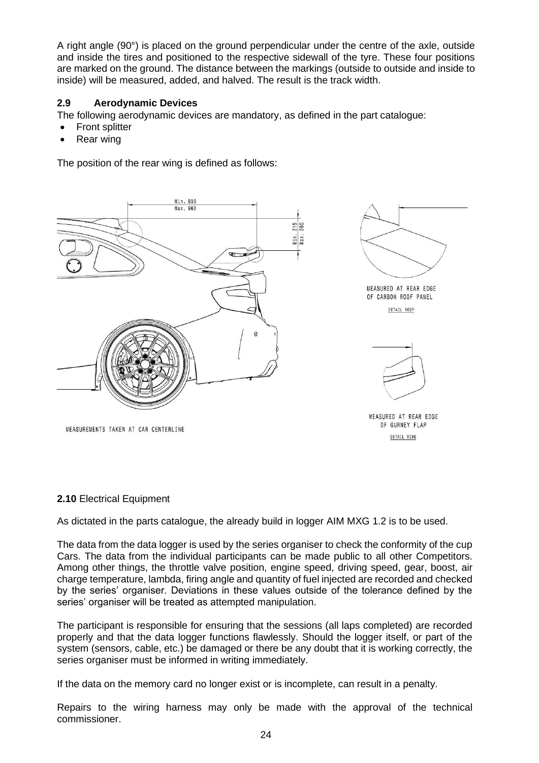A right angle (90°) is placed on the ground perpendicular under the centre of the axle, outside and inside the tires and positioned to the respective sidewall of the tyre. These four positions are marked on the ground. The distance between the markings (outside to outside and inside to inside) will be measured, added, and halved. The result is the track width.

## 2.9 Aerodynamic Devices

The following aerodynamic devices are mandatory, as defined in the part catalogue:

- Front splitter
- Rear wing

The position of the rear wing is defined as follows:

Min. 930
Max. 960

Min. 215
Max. 260

MEASUREMENTS TAKEN AT CAR CENTERLINE

MEASURED AT REAR EDGE OF CARBON ROOF PANEL

DETAIL ROOF

MEASURED AT REAR EDGE OF GURNEY FLAP

DETAIL WING

**2.10** Electrical Equipment

As dictated in the parts catalogue, the already build in logger AIM MXG 1.2 is to be used.

The data from the data logger is used by the series organiser to check the conformity of the cup Cars. The data from the individual participants can be made public to all other Competitors. Among other things, the throttle valve position, engine speed, driving speed, gear, boost, air charge temperature, lambda, firing angle and quantity of fuel injected are recorded and checked by the series' organiser. Deviations in these values outside of the tolerance defined by the series' organiser will be treated as attempted manipulation.

The participant is responsible for ensuring that the sessions (all laps completed) are recorded properly and that the data logger functions flawlessly. Should the logger itself, or part of the system (sensors, cable, etc.) be damaged or there be any doubt that it is working correctly, the series organiser must be informed in writing immediately.

If the data on the memory card no longer exist or is incomplete, can result in a penalty.

Repairs to the wiring harness may only be made with the approval of the technical commissioner.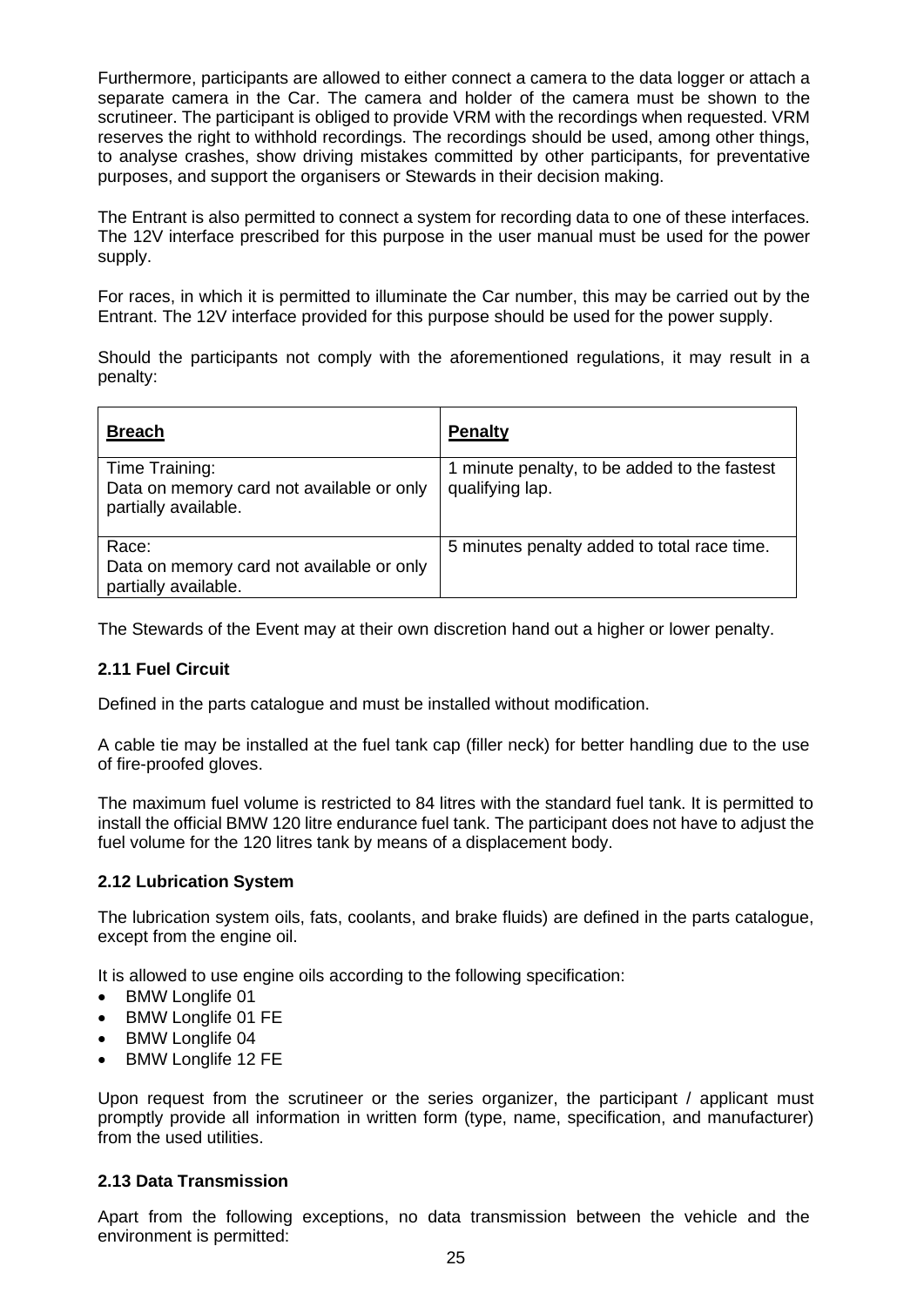Furthermore, participants are allowed to either connect a camera to the data logger or attach a separate camera in the Car. The camera and holder of the camera must be shown to the scrutineer. The participant is obliged to provide VRM with the recordings when requested. VRM reserves the right to withhold recordings. The recordings should be used, among other things, to analyse crashes, show driving mistakes committed by other participants, for preventative purposes, and support the organisers or Stewards in their decision making.

The Entrant is also permitted to connect a system for recording data to one of these interfaces. The 12V interface prescribed for this purpose in the user manual must be used for the power supply.

For races, in which it is permitted to illuminate the Car number, this may be carried out by the Entrant. The 12V interface provided for this purpose should be used for the power supply.

Should the participants not comply with the aforementioned regulations, it may result in a penalty:

| **Breach** | **Penalty** |
|---|---|
| Time Training:<br>Data on memory card not available or only partially available. | 1 minute penalty, to be added to the fastest qualifying lap. |
| Race:<br>Data on memory card not available or only partially available. | 5 minutes penalty added to total race time. |

The Stewards of the Event may at their own discretion hand out a higher or lower penalty.

### 2.11 Fuel Circuit

Defined in the parts catalogue and must be installed without modification.

A cable tie may be installed at the fuel tank cap (filler neck) for better handling due to the use of fire-proofed gloves.

The maximum fuel volume is restricted to 84 litres with the standard fuel tank. It is permitted to install the official BMW 120 litre endurance fuel tank. The participant does not have to adjust the fuel volume for the 120 litres tank by means of a displacement body.

### 2.12 Lubrication System

The lubrication system oils, fats, coolants, and brake fluids) are defined in the parts catalogue, except from the engine oil.

It is allowed to use engine oils according to the following specification:

- BMW Longlife 01
- BMW Longlife 01 FE
- BMW Longlife 04
- BMW Longlife 12 FE

Upon request from the scrutineer or the series organizer, the participant / applicant must promptly provide all information in written form (type, name, specification, and manufacturer) from the used utilities.

### 2.13 Data Transmission

Apart from the following exceptions, no data transmission between the vehicle and the environment is permitted: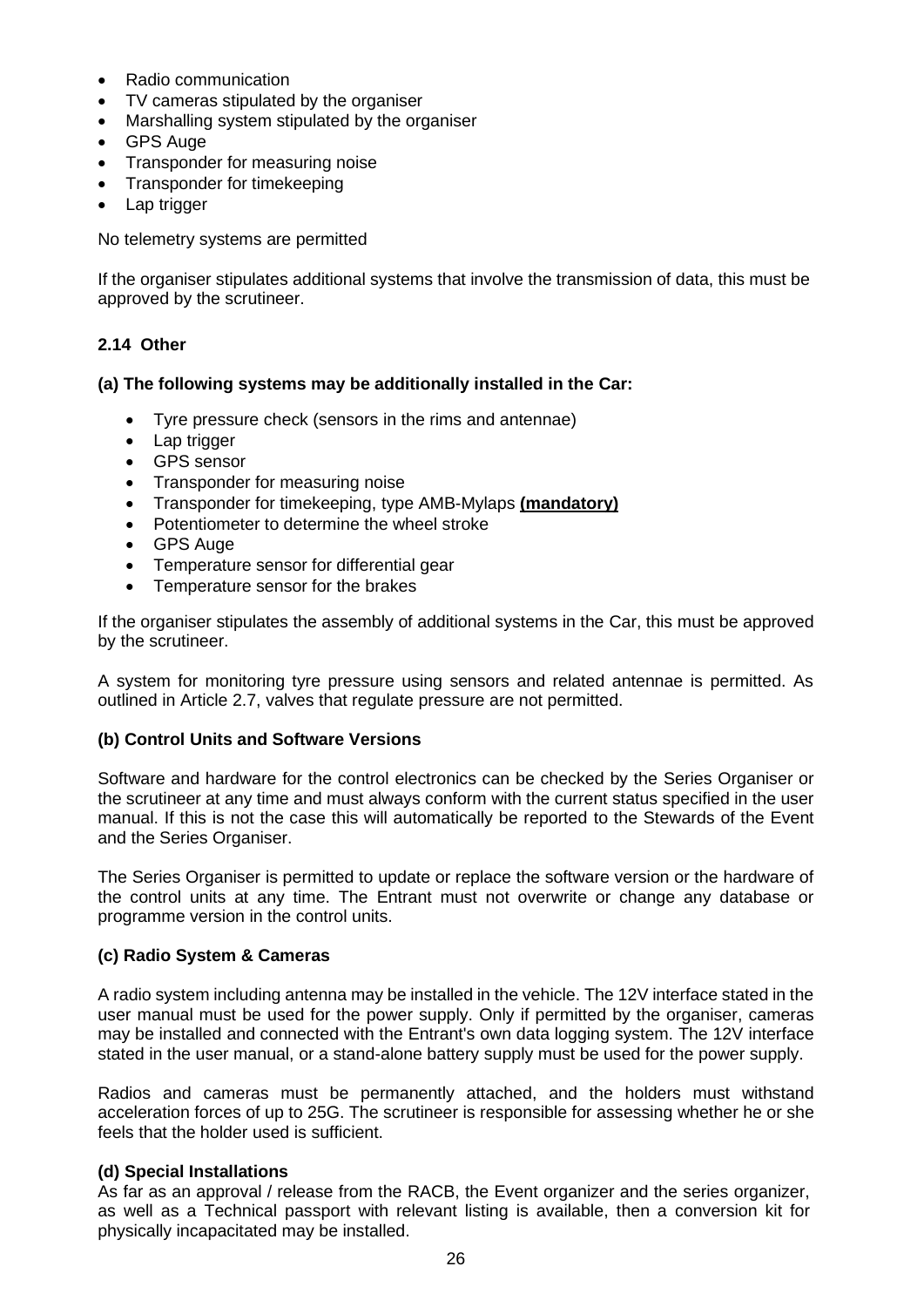- Radio communication
- TV cameras stipulated by the organiser
- Marshalling system stipulated by the organiser
- GPS Auge
- Transponder for measuring noise
- Transponder for timekeeping
- Lap trigger

No telemetry systems are permitted

If the organiser stipulates additional systems that involve the transmission of data, this must be approved by the scrutineer.

### 2.14 Other

**(a) The following systems may be additionally installed in the Car:**

- Tyre pressure check (sensors in the rims and antennae)
- Lap trigger
- GPS sensor
- Transponder for measuring noise
- Transponder for timekeeping, type AMB-Mylaps **(mandatory)**
- Potentiometer to determine the wheel stroke
- GPS Auge
- Temperature sensor for differential gear
- Temperature sensor for the brakes

If the organiser stipulates the assembly of additional systems in the Car, this must be approved by the scrutineer.

A system for monitoring tyre pressure using sensors and related antennae is permitted. As outlined in Article 2.7, valves that regulate pressure are not permitted.

**(b) Control Units and Software Versions**

Software and hardware for the control electronics can be checked by the Series Organiser or the scrutineer at any time and must always conform with the current status specified in the user manual. If this is not the case this will automatically be reported to the Stewards of the Event and the Series Organiser.

The Series Organiser is permitted to update or replace the software version or the hardware of the control units at any time. The Entrant must not overwrite or change any database or programme version in the control units.

**(c) Radio System & Cameras**

A radio system including antenna may be installed in the vehicle. The 12V interface stated in the user manual must be used for the power supply. Only if permitted by the organiser, cameras may be installed and connected with the Entrant's own data logging system. The 12V interface stated in the user manual, or a stand-alone battery supply must be used for the power supply.

Radios and cameras must be permanently attached, and the holders must withstand acceleration forces of up to 25G. The scrutineer is responsible for assessing whether he or she feels that the holder used is sufficient.

**(d) Special Installations**

As far as an approval / release from the RACB, the Event organizer and the series organizer, as well as a Technical passport with relevant listing is available, then a conversion kit for physically incapacitated may be installed.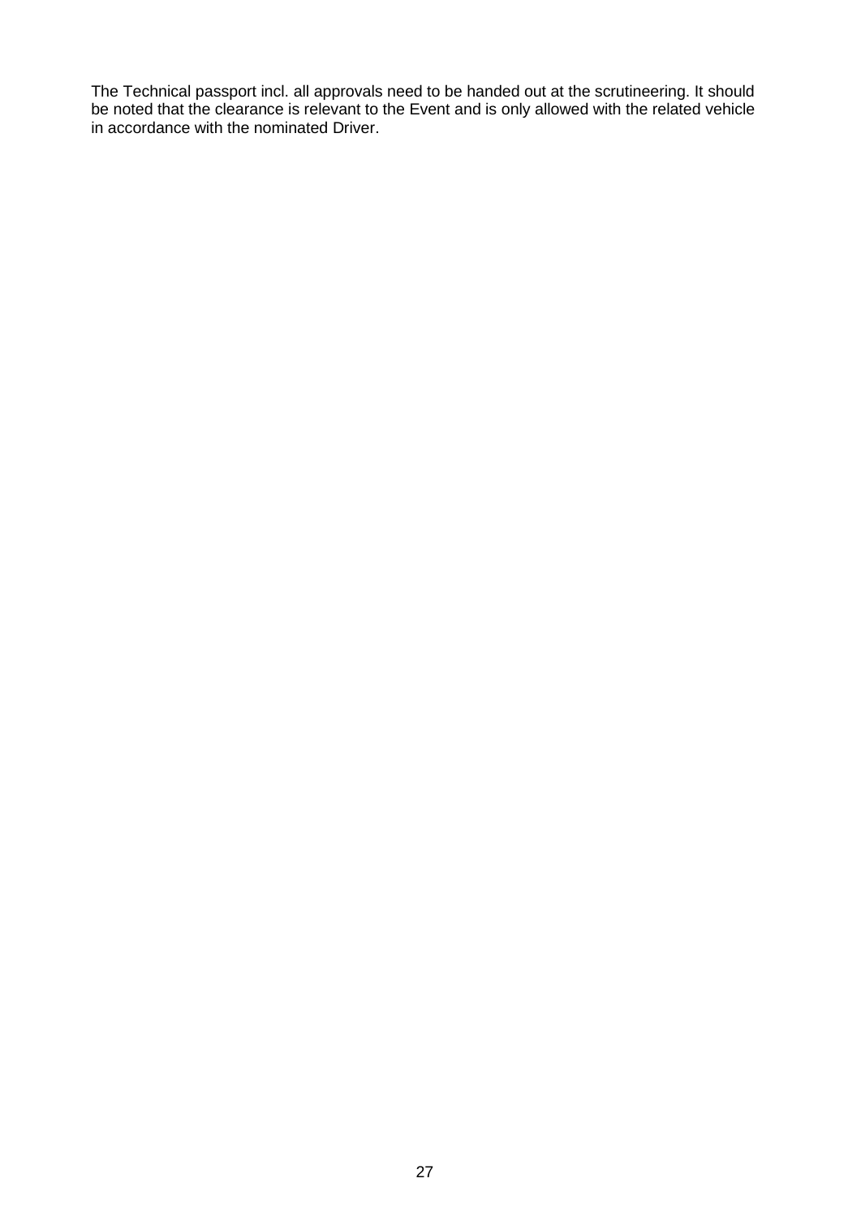The Technical passport incl. all approvals need to be handed out at the scrutineering. It should be noted that the clearance is relevant to the Event and is only allowed with the related vehicle in accordance with the nominated Driver.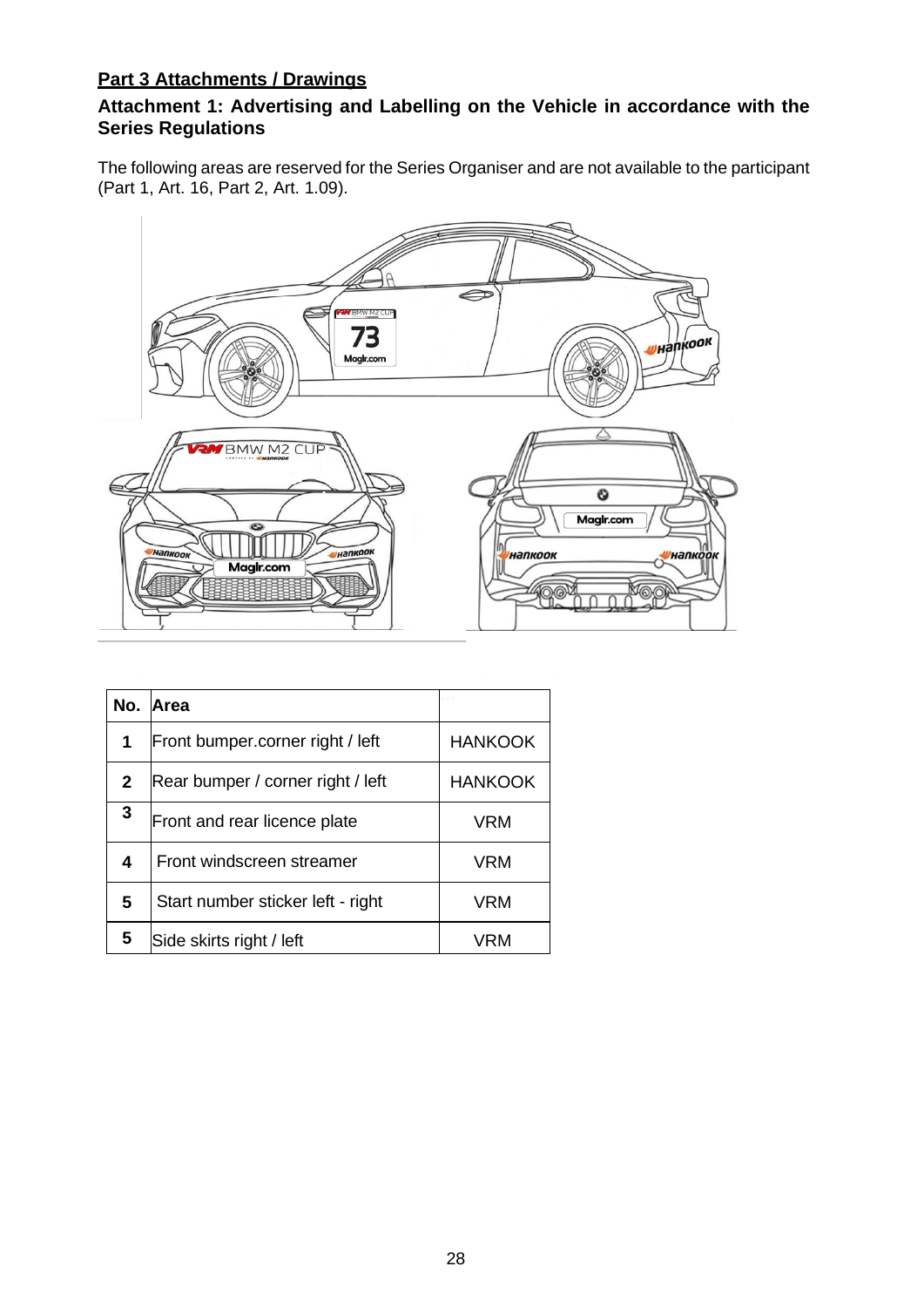## Part 3 Attachments / Drawings

### Attachment 1: Advertising and Labelling on the Vehicle in accordance with the Series Regulations

The following areas are reserved for the Series Organiser and are not available to the participant (Part 1, Art. 16, Part 2, Art. 1.09).

| No. | Area | |
|---|---|---|
| 1 | Front bumper.corner right / left | HANKOOK |
| 2 | Rear bumper / corner right / left | HANKOOK |
| 3 | Front and rear licence plate | VRM |
| 4 | Front windscreen streamer | VRM |
| 5 | Start number sticker left - right | VRM |
| 5 | Side skirts right / left | VRM |